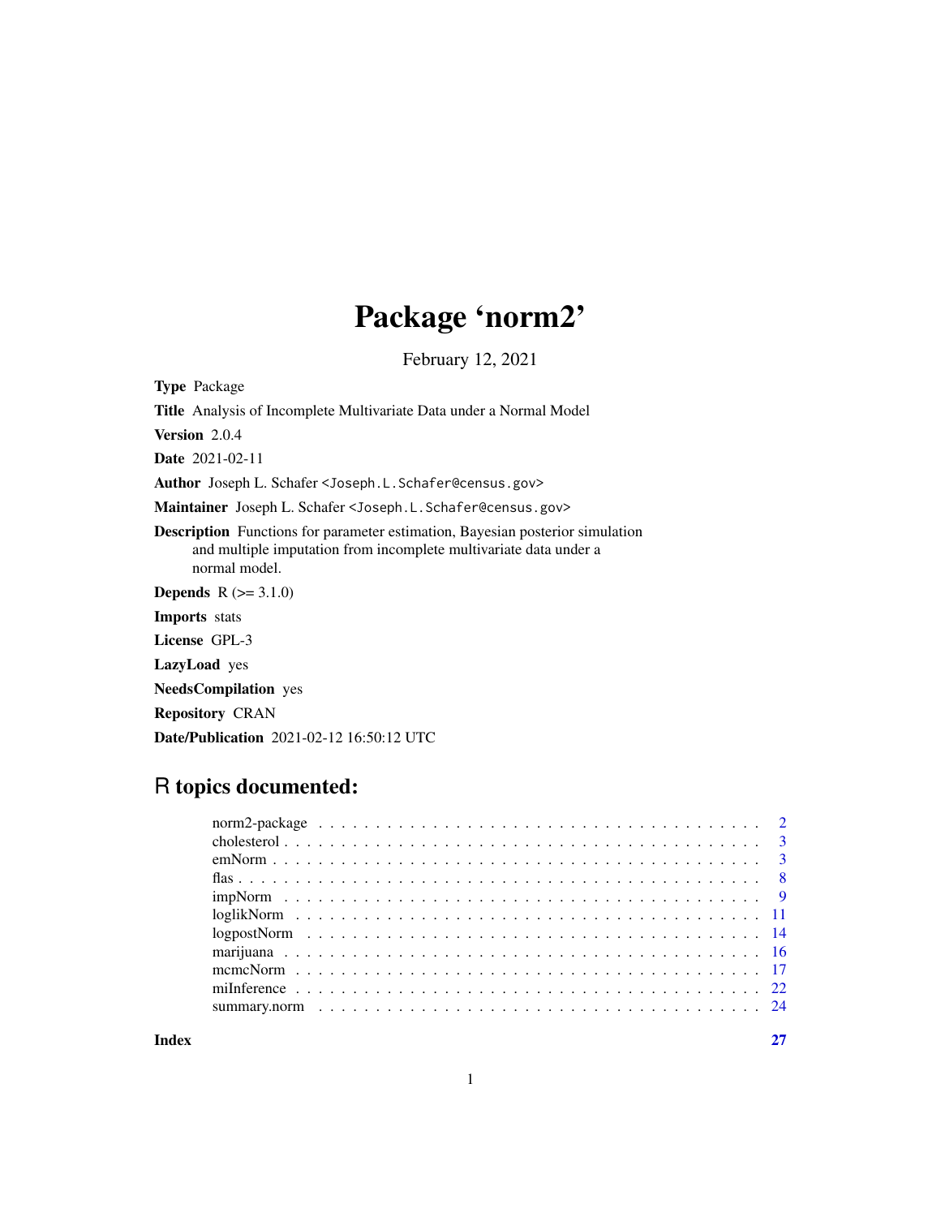# Package 'norm2'

February 12, 2021

**Type** Package

**Title** Analysis of Incomplete Multivariate Data under a Normal Model

**Version** 2.0.4

**Date** 2021-02-11

**Author** Joseph L. Schafer <Joseph.L.Schafer@census.gov>

**Maintainer** Joseph L. Schafer <Joseph.L.Schafer@census.gov>

**Description** Functions for parameter estimation, Bayesian posterior simulation and multiple imputation from incomplete multivariate data under a normal model.

**Depends** R (>= 3.1.0)

**Imports** stats

**License** GPL-3

**LazyLoad** yes

**NeedsCompilation** yes

**Repository** CRAN

**Date/Publication** 2021-02-12 16:50:12 UTC

## R topics documented:

| | |
|---|---|
| norm2-package | 2 |
| cholesterol | 3 |
| emNorm | 3 |
| flas | 8 |
| impNorm | 9 |
| loglikNorm | 11 |
| logpostNorm | 14 |
| marijuana | 16 |
| mcmcNorm | 17 |
| miInference | 22 |
| summary.norm | 24 |
| **Index** | **27** |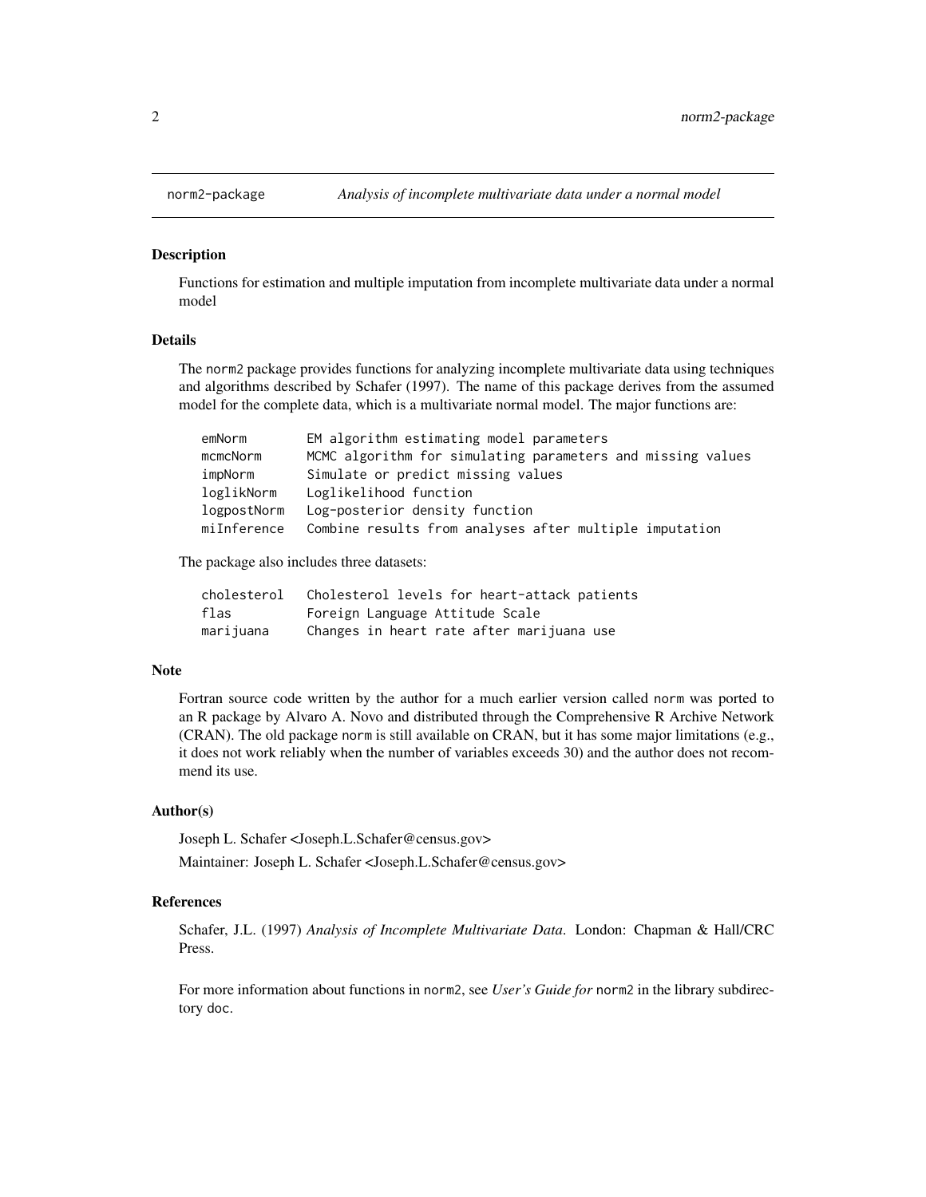norm2-package *Analysis of incomplete multivariate data under a normal model*

## Description

Functions for estimation and multiple imputation from incomplete multivariate data under a normal model

## Details

The `norm2` package provides functions for analyzing incomplete multivariate data using techniques and algorithms described by Schafer (1997). The name of this package derives from the assumed model for the complete data, which is a multivariate normal model. The major functions are:

```
emNorm        EM algorithm estimating model parameters
mcmcNorm      MCMC algorithm for simulating parameters and missing values
impNorm       Simulate or predict missing values
loglikNorm    Loglikelihood function
logpostNorm   Log-posterior density function
miInference   Combine results from analyses after multiple imputation
```

The package also includes three datasets:

```
cholesterol   Cholesterol levels for heart-attack patients
flas          Foreign Language Attitude Scale
marijuana     Changes in heart rate after marijuana use
```

## Note

Fortran source code written by the author for a much earlier version called `norm` was ported to an R package by Alvaro A. Novo and distributed through the Comprehensive R Archive Network (CRAN). The old package `norm` is still available on CRAN, but it has some major limitations (e.g., it does not work reliably when the number of variables exceeds 30) and the author does not recommend its use.

## Author(s)

Joseph L. Schafer <Joseph.L.Schafer@census.gov>

Maintainer: Joseph L. Schafer <Joseph.L.Schafer@census.gov>

## References

Schafer, J.L. (1997) *Analysis of Incomplete Multivariate Data*. London: Chapman & Hall/CRC Press.

For more information about functions in `norm2`, see *User's Guide for* `norm2` in the library subdirectory `doc`.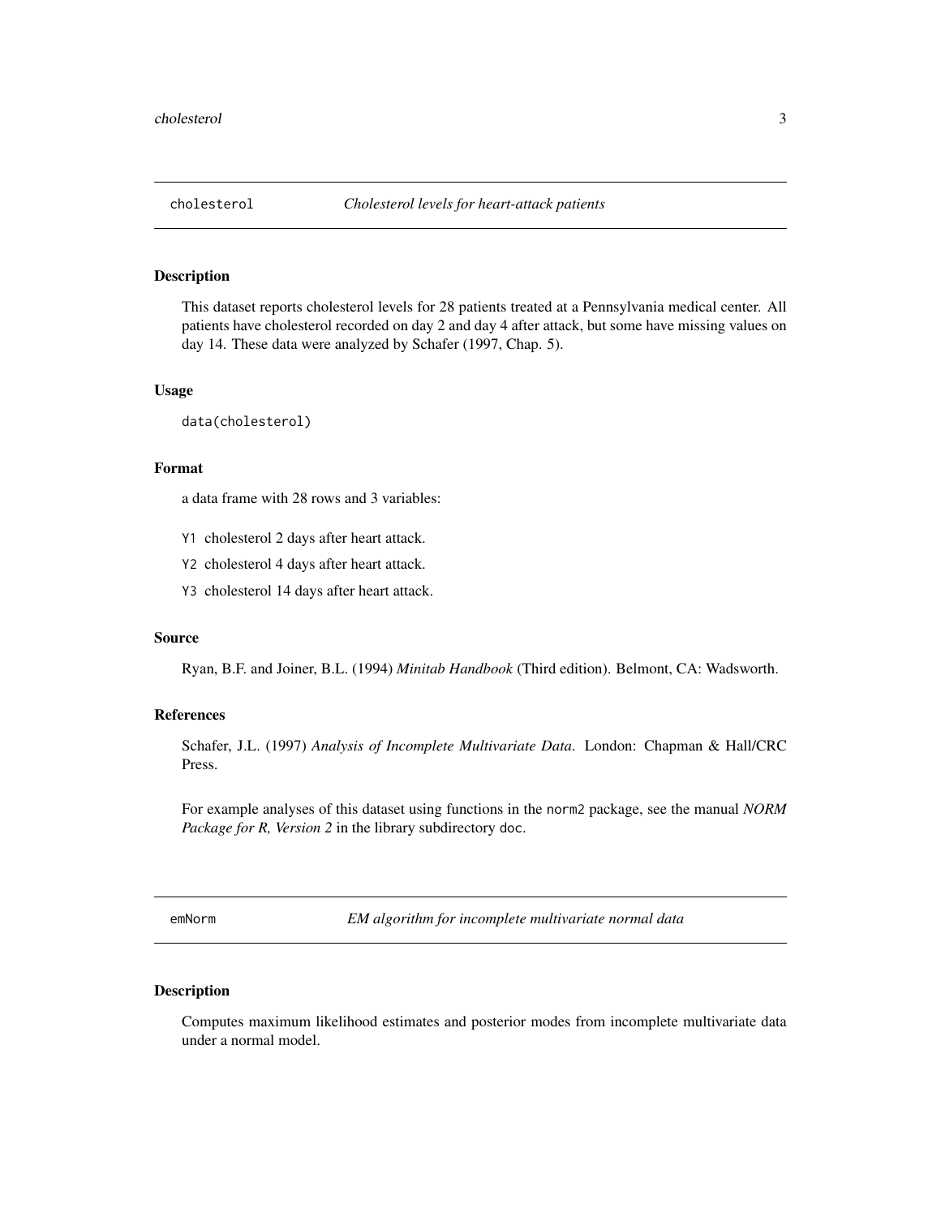## `cholesterol` *Cholesterol levels for heart-attack patients*

### Description

This dataset reports cholesterol levels for 28 patients treated at a Pennsylvania medical center. All patients have cholesterol recorded on day 2 and day 4 after attack, but some have missing values on day 14. These data were analyzed by Schafer (1997, Chap. 5).

### Usage

```
data(cholesterol)
```

### Format

a data frame with 28 rows and 3 variables:

- `Y1` cholesterol 2 days after heart attack.
- `Y2` cholesterol 4 days after heart attack.
- `Y3` cholesterol 14 days after heart attack.

### Source

Ryan, B.F. and Joiner, B.L. (1994) *Minitab Handbook* (Third edition). Belmont, CA: Wadsworth.

### References

Schafer, J.L. (1997) *Analysis of Incomplete Multivariate Data.* London: Chapman & Hall/CRC Press.

For example analyses of this dataset using functions in the `norm2` package, see the manual *NORM Package for R, Version 2* in the library subdirectory `doc`.

## `emNorm` *EM algorithm for incomplete multivariate normal data*

### Description

Computes maximum likelihood estimates and posterior modes from incomplete multivariate data under a normal model.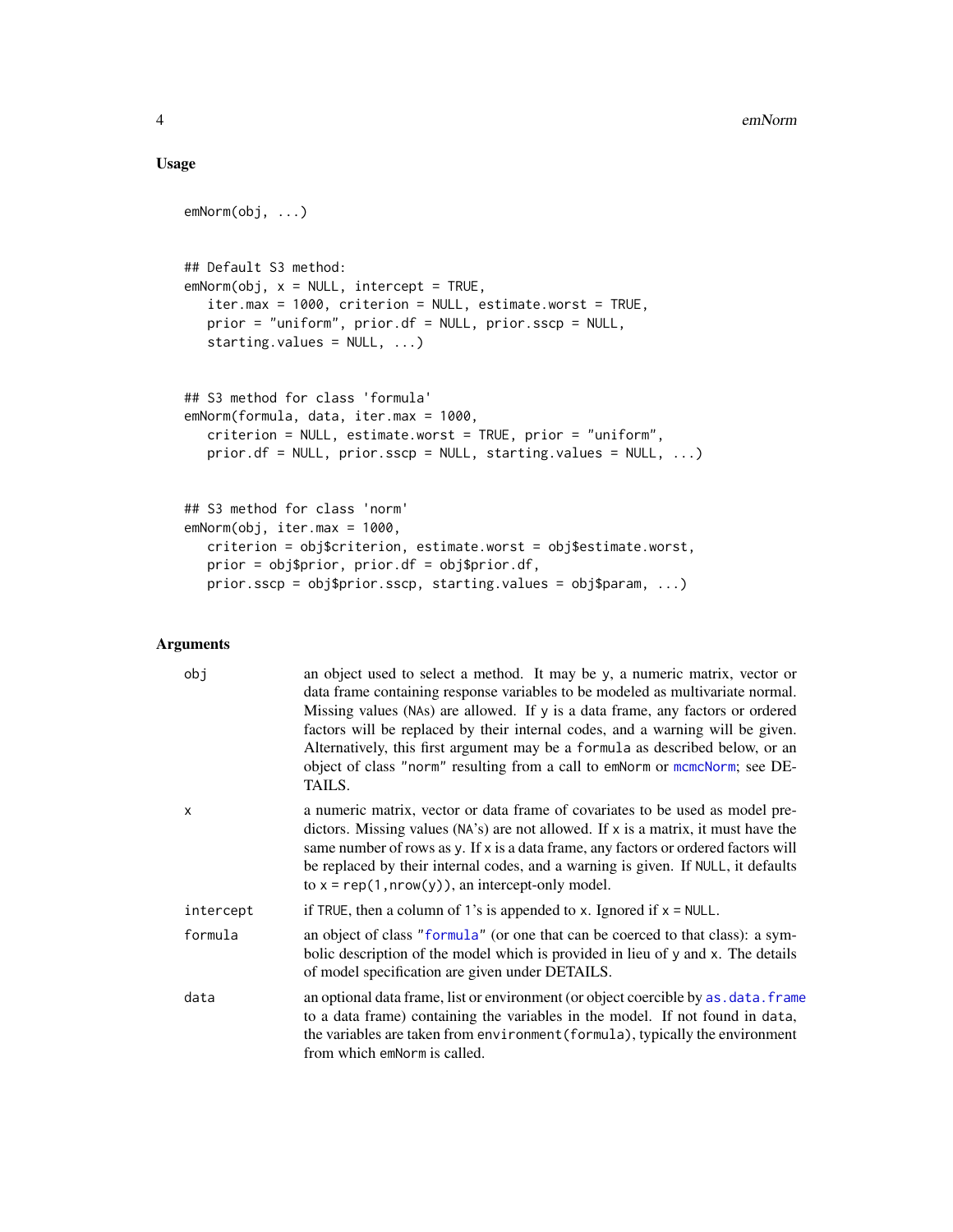## Usage

```
emNorm(obj, ...)


## Default S3 method:
emNorm(obj, x = NULL, intercept = TRUE,
   iter.max = 1000, criterion = NULL, estimate.worst = TRUE,
   prior = "uniform", prior.df = NULL, prior.sscp = NULL,
   starting.values = NULL, ...)


## S3 method for class 'formula'
emNorm(formula, data, iter.max = 1000,
   criterion = NULL, estimate.worst = TRUE, prior = "uniform",
   prior.df = NULL, prior.sscp = NULL, starting.values = NULL, ...)


## S3 method for class 'norm'
emNorm(obj, iter.max = 1000,
   criterion = obj$criterion, estimate.worst = obj$estimate.worst,
   prior = obj$prior, prior.df = obj$prior.df,
   prior.sscp = obj$prior.sscp, starting.values = obj$param, ...)
```

## Arguments

| | |
|---|---|
| `obj` | an object used to select a method. It may be `y`, a numeric matrix, vector or data frame containing response variables to be modeled as multivariate normal. Missing values (`NA`s) are allowed. If `y` is a data frame, any factors or ordered factors will be replaced by their internal codes, and a warning will be given. Alternatively, this first argument may be a `formula` as described below, or an object of class `"norm"` resulting from a call to `emNorm` or `mcmcNorm`; see DETAILS. |
| `x` | a numeric matrix, vector or data frame of covariates to be used as model predictors. Missing values (`NA`'s) are not allowed. If `x` is a matrix, it must have the same number of rows as `y`. If `x` is a data frame, any factors or ordered factors will be replaced by their internal codes, and a warning is given. If `NULL`, it defaults to `x = rep(1,nrow(y))`, an intercept-only model. |
| `intercept` | if `TRUE`, then a column of 1's is appended to `x`. Ignored if `x = NULL`. |
| `formula` | an object of class `"formula"` (or one that can be coerced to that class): a symbolic description of the model which is provided in lieu of `y` and `x`. The details of model specification are given under DETAILS. |
| `data` | an optional data frame, list or environment (or object coercible by `as.data.frame` to a data frame) containing the variables in the model. If not found in `data`, the variables are taken from `environment(formula)`, typically the environment from which `emNorm` is called. |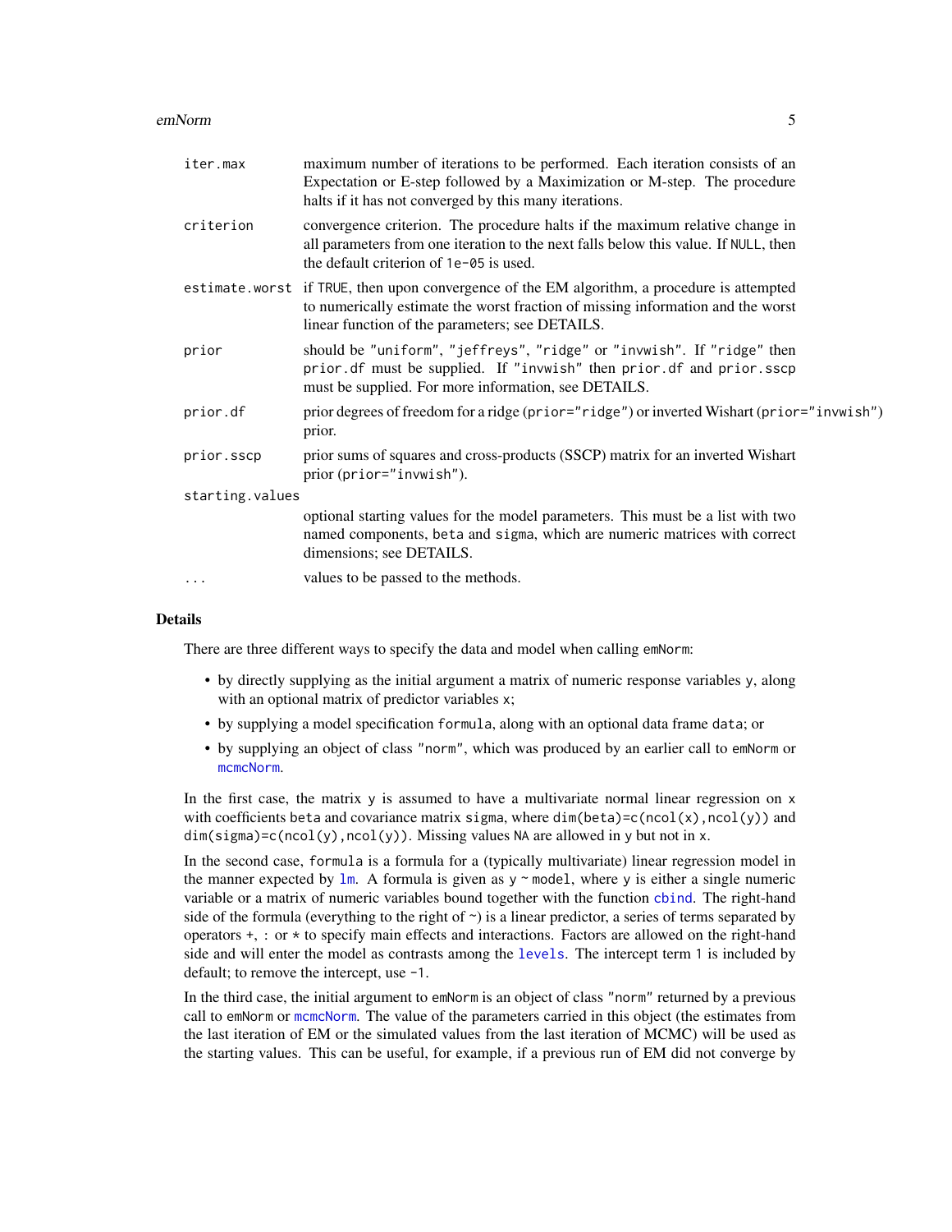| | |
|---|---|
| `iter.max` | maximum number of iterations to be performed. Each iteration consists of an Expectation or E-step followed by a Maximization or M-step. The procedure halts if it has not converged by this many iterations. |
| `criterion` | convergence criterion. The procedure halts if the maximum relative change in all parameters from one iteration to the next falls below this value. If `NULL`, then the default criterion of `1e-05` is used. |
| `estimate.worst` | if `TRUE`, then upon convergence of the EM algorithm, a procedure is attempted to numerically estimate the worst fraction of missing information and the worst linear function of the parameters; see DETAILS. |
| `prior` | should be `"uniform"`, `"jeffreys"`, `"ridge"` or `"invwish"`. If `"ridge"` then `prior.df` must be supplied. If `"invwish"` then `prior.df` and `prior.sscp` must be supplied. For more information, see DETAILS. |
| `prior.df` | prior degrees of freedom for a ridge (`prior="ridge"`) or inverted Wishart (`prior="invwish"`) prior. |
| `prior.sscp` | prior sums of squares and cross-products (SSCP) matrix for an inverted Wishart prior (`prior="invwish"`). |
| `starting.values` | optional starting values for the model parameters. This must be a list with two named components, `beta` and `sigma`, which are numeric matrices with correct dimensions; see DETAILS. |
| `...` | values to be passed to the methods. |

## Details

There are three different ways to specify the data and model when calling `emNorm`:

- by directly supplying as the initial argument a matrix of numeric response variables `y`, along with an optional matrix of predictor variables `x`;
- by supplying a model specification `formula`, along with an optional data frame `data`; or
- by supplying an object of class `"norm"`, which was produced by an earlier call to `emNorm` or `mcmcNorm`.

In the first case, the matrix `y` is assumed to have a multivariate normal linear regression on `x` with coefficients `beta` and covariance matrix `sigma`, where `dim(beta)=c(ncol(x),ncol(y))` and `dim(sigma)=c(ncol(y),ncol(y))`. Missing values `NA` are allowed in `y` but not in `x`.

In the second case, `formula` is a formula for a (typically multivariate) linear regression model in the manner expected by `lm`. A formula is given as `y ~ model`, where `y` is either a single numeric variable or a matrix of numeric variables bound together with the function `cbind`. The right-hand side of the formula (everything to the right of `~`) is a linear predictor, a series of terms separated by operators `+`, `:` or `*` to specify main effects and interactions. Factors are allowed on the right-hand side and will enter the model as contrasts among the `levels`. The intercept term `1` is included by default; to remove the intercept, use `-1`.

In the third case, the initial argument to `emNorm` is an object of class `"norm"` returned by a previous call to `emNorm` or `mcmcNorm`. The value of the parameters carried in this object (the estimates from the last iteration of EM or the simulated values from the last iteration of MCMC) will be used as the starting values. This can be useful, for example, if a previous run of EM did not converge by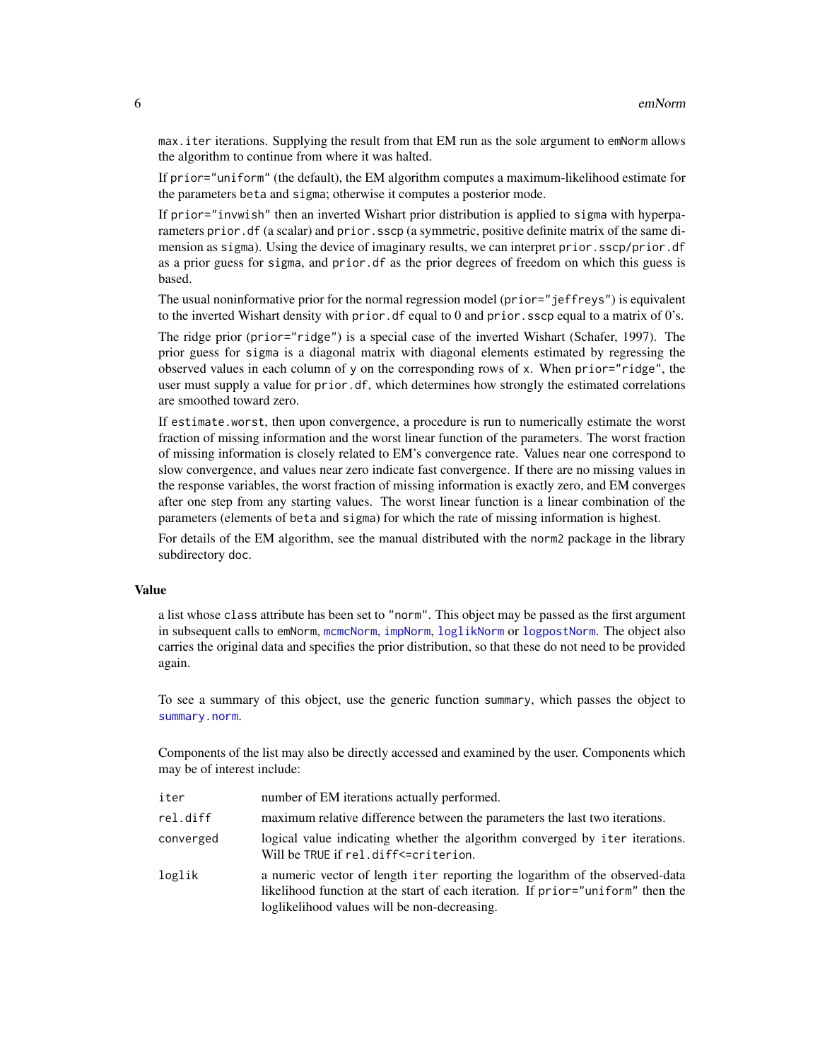max.iter iterations. Supplying the result from that EM run as the sole argument to emNorm allows the algorithm to continue from where it was halted.

If prior="uniform" (the default), the EM algorithm computes a maximum-likelihood estimate for the parameters beta and sigma; otherwise it computes a posterior mode.

If prior="invwish" then an inverted Wishart prior distribution is applied to sigma with hyperparameters prior.df (a scalar) and prior.sscp (a symmetric, positive definite matrix of the same dimension as sigma). Using the device of imaginary results, we can interpret prior.sscp/prior.df as a prior guess for sigma, and prior.df as the prior degrees of freedom on which this guess is based.

The usual noninformative prior for the normal regression model (prior="jeffreys") is equivalent to the inverted Wishart density with prior.df equal to 0 and prior.sscp equal to a matrix of 0's.

The ridge prior (prior="ridge") is a special case of the inverted Wishart (Schafer, 1997). The prior guess for sigma is a diagonal matrix with diagonal elements estimated by regressing the observed values in each column of y on the corresponding rows of x. When prior="ridge", the user must supply a value for prior.df, which determines how strongly the estimated correlations are smoothed toward zero.

If estimate.worst, then upon convergence, a procedure is run to numerically estimate the worst fraction of missing information and the worst linear function of the parameters. The worst fraction of missing information is closely related to EM's convergence rate. Values near one correspond to slow convergence, and values near zero indicate fast convergence. If there are no missing values in the response variables, the worst fraction of missing information is exactly zero, and EM converges after one step from any starting values. The worst linear function is a linear combination of the parameters (elements of beta and sigma) for which the rate of missing information is highest.

For details of the EM algorithm, see the manual distributed with the norm2 package in the library subdirectory doc.

## Value

a list whose class attribute has been set to "norm". This object may be passed as the first argument in subsequent calls to emNorm, mcmcNorm, impNorm, loglikNorm or logpostNorm. The object also carries the original data and specifies the prior distribution, so that these do not need to be provided again.

To see a summary of this object, use the generic function summary, which passes the object to summary.norm.

Components of the list may also be directly accessed and examined by the user. Components which may be of interest include:

| | |
|---|---|
| iter | number of EM iterations actually performed. |
| rel.diff | maximum relative difference between the parameters the last two iterations. |
| converged | logical value indicating whether the algorithm converged by iter iterations. Will be TRUE if rel.diff<=criterion. |
| loglik | a numeric vector of length iter reporting the logarithm of the observed-data likelihood function at the start of each iteration. If prior="uniform" then the loglikelihood values will be non-decreasing. |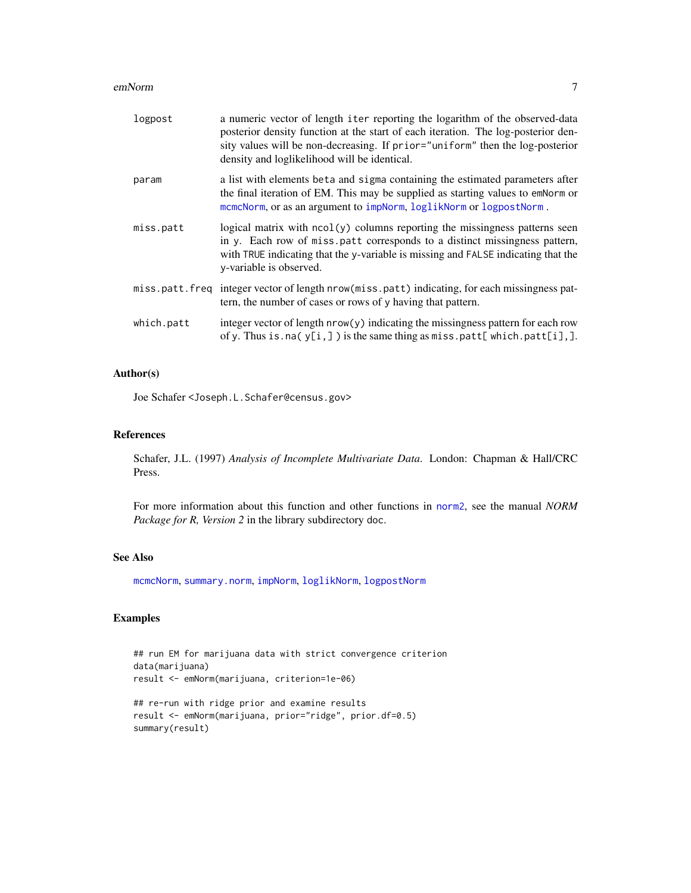| | |
|---|---|
| `logpost` | a numeric vector of length `iter` reporting the logarithm of the observed-data posterior density function at the start of each iteration. The log-posterior density values will be non-decreasing. If `prior="uniform"` then the log-posterior density and loglikelihood will be identical. |
| `param` | a list with elements `beta` and `sigma` containing the estimated parameters after the final iteration of EM. This may be supplied as starting values to `emNorm` or `mcmcNorm`, or as an argument to `impNorm`, `loglikNorm` or `logpostNorm`. |
| `miss.patt` | logical matrix with `ncol(y)` columns reporting the missingness patterns seen in `y`. Each row of `miss.patt` corresponds to a distinct missingness pattern, with `TRUE` indicating that the `y`-variable is missing and `FALSE` indicating that the `y`-variable is observed. |
| `miss.patt.freq` | integer vector of length `nrow(miss.patt)` indicating, for each missingness pattern, the number of cases or rows of `y` having that pattern. |
| `which.patt` | integer vector of length `nrow(y)` indicating the missingness pattern for each row of `y`. Thus `is.na( y[i,] )` is the same thing as `miss.patt[ which.patt[i],]`. |

## Author(s)

Joe Schafer <Joseph.L.Schafer@census.gov>

## References

Schafer, J.L. (1997) *Analysis of Incomplete Multivariate Data*. London: Chapman & Hall/CRC Press.

For more information about this function and other functions in `norm2`, see the manual *NORM Package for R, Version 2* in the library subdirectory `doc`.

## See Also

`mcmcNorm`, `summary.norm`, `impNorm`, `loglikNorm`, `logpostNorm`

## Examples

```
## run EM for marijuana data with strict convergence criterion
data(marijuana)
result <- emNorm(marijuana, criterion=1e-06)

## re-run with ridge prior and examine results
result <- emNorm(marijuana, prior="ridge", prior.df=0.5)
summary(result)
```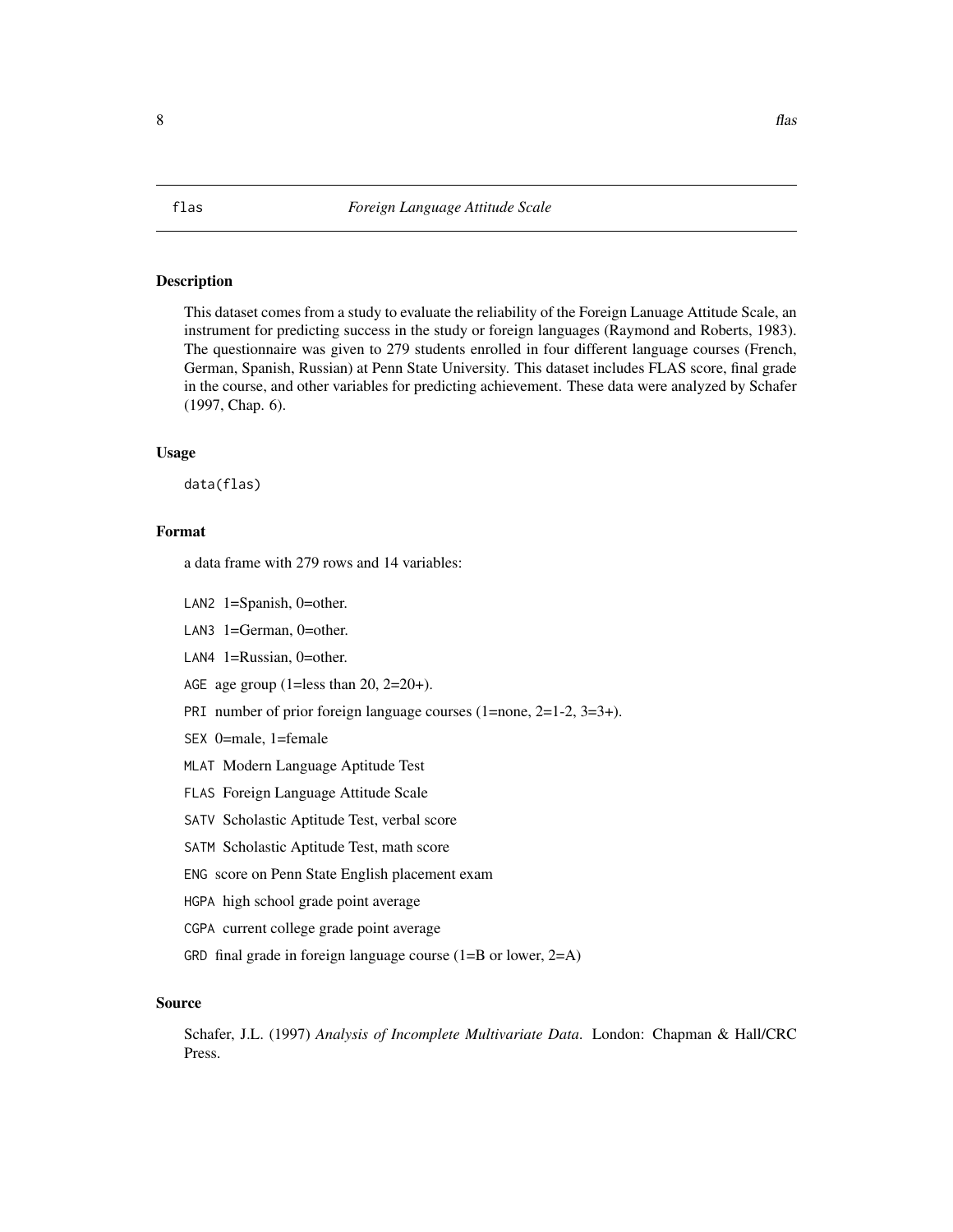flas *Foreign Language Attitude Scale*

## Description

This dataset comes from a study to evaluate the reliability of the Foreign Lanuage Attitude Scale, an instrument for predicting success in the study or foreign languages (Raymond and Roberts, 1983). The questionnaire was given to 279 students enrolled in four different language courses (French, German, Spanish, Russian) at Penn State University. This dataset includes FLAS score, final grade in the course, and other variables for predicting achievement. These data were analyzed by Schafer (1997, Chap. 6).

## Usage

```
data(flas)
```

## Format

a data frame with 279 rows and 14 variables:

- `LAN2` 1=Spanish, 0=other.
- `LAN3` 1=German, 0=other.
- `LAN4` 1=Russian, 0=other.
- `AGE` age group (1=less than 20, 2=20+).
- `PRI` number of prior foreign language courses (1=none, 2=1-2, 3=3+).
- `SEX` 0=male, 1=female
- `MLAT` Modern Language Aptitude Test
- `FLAS` Foreign Language Attitude Scale
- `SATV` Scholastic Aptitude Test, verbal score
- `SATM` Scholastic Aptitude Test, math score
- `ENG` score on Penn State English placement exam
- `HGPA` high school grade point average
- `CGPA` current college grade point average
- `GRD` final grade in foreign language course (1=B or lower, 2=A)

## Source

Schafer, J.L. (1997) *Analysis of Incomplete Multivariate Data.* London: Chapman & Hall/CRC Press.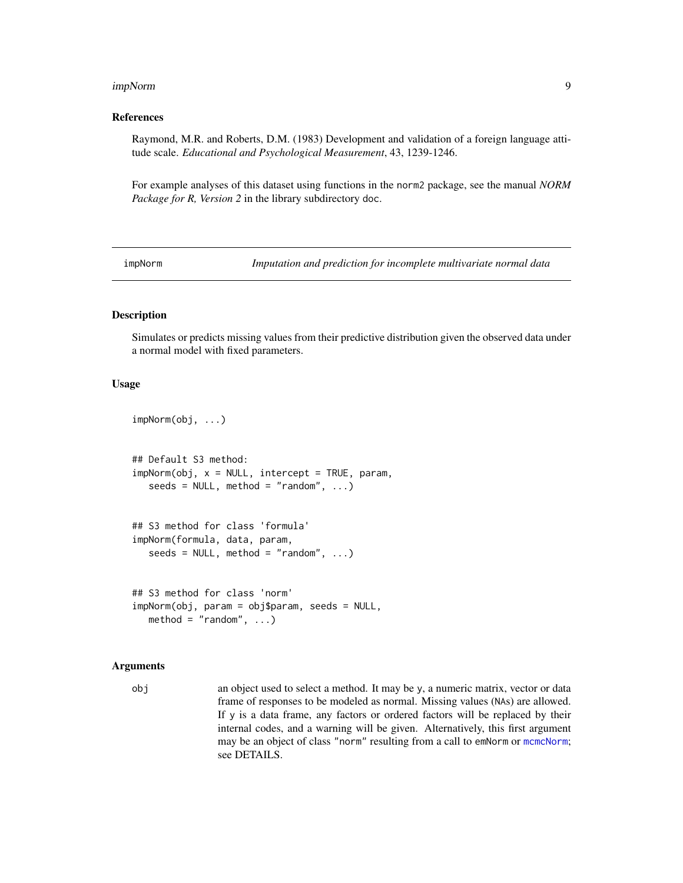### References

Raymond, M.R. and Roberts, D.M. (1983) Development and validation of a foreign language attitude scale. *Educational and Psychological Measurement*, 43, 1239-1246.

For example analyses of this dataset using functions in the `norm2` package, see the manual *NORM Package for R, Version 2* in the library subdirectory `doc`.

---

## impNorm — *Imputation and prediction for incomplete multivariate normal data*

### Description

Simulates or predicts missing values from their predictive distribution given the observed data under a normal model with fixed parameters.

### Usage

```
impNorm(obj, ...)


## Default S3 method:
impNorm(obj, x = NULL, intercept = TRUE, param,
   seeds = NULL, method = "random", ...)


## S3 method for class 'formula'
impNorm(formula, data, param,
   seeds = NULL, method = "random", ...)


## S3 method for class 'norm'
impNorm(obj, param = obj$param, seeds = NULL,
   method = "random", ...)
```

### Arguments

`obj` — an object used to select a method. It may be `y`, a numeric matrix, vector or data frame of responses to be modeled as normal. Missing values (`NA`s) are allowed. If `y` is a data frame, any factors or ordered factors will be replaced by their internal codes, and a warning will be given. Alternatively, this first argument may be an object of class `"norm"` resulting from a call to `emNorm` or `mcmcNorm`; see DETAILS.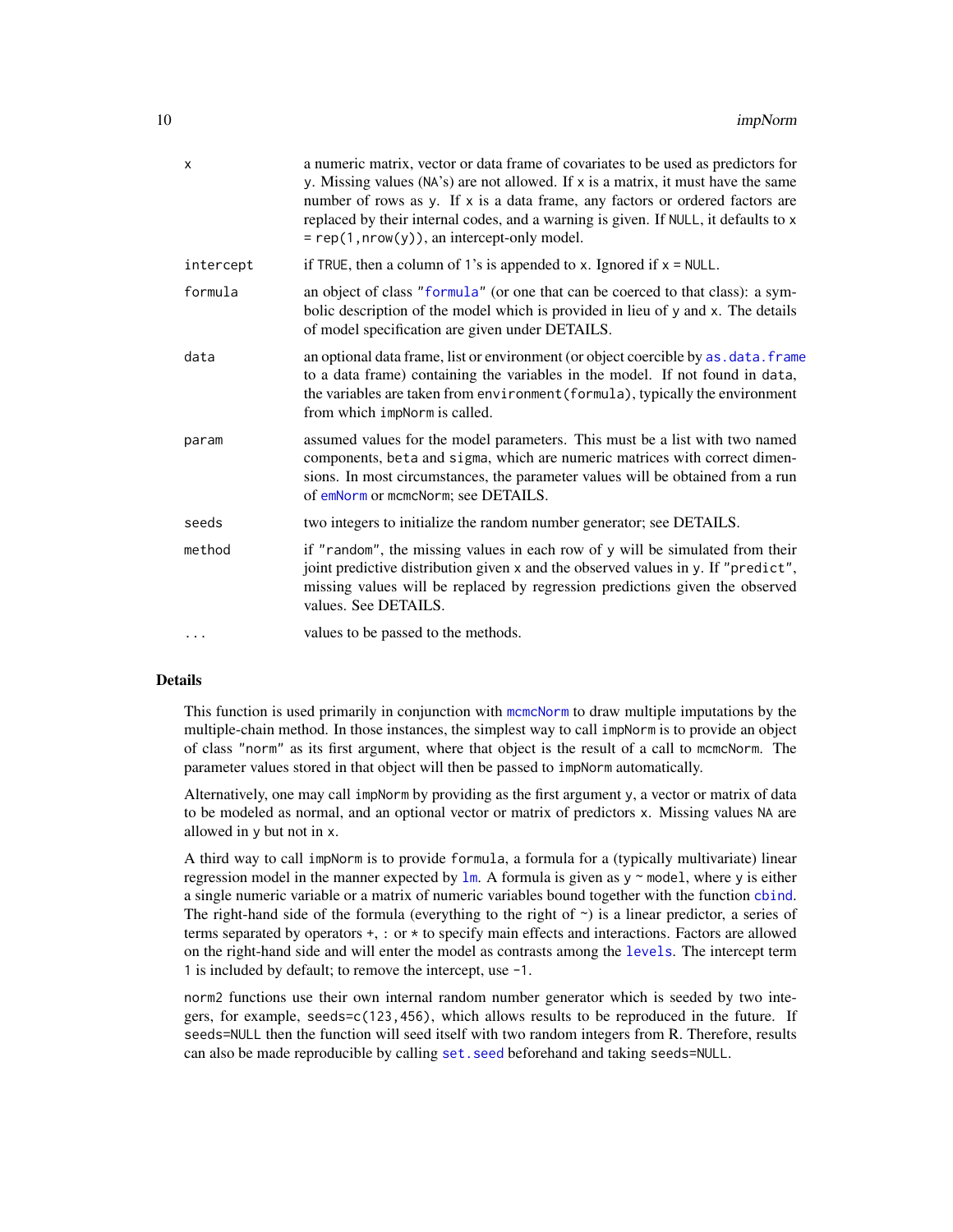| | |
|---|---|
| `x` | a numeric matrix, vector or data frame of covariates to be used as predictors for `y`. Missing values (`NA`'s) are not allowed. If `x` is a matrix, it must have the same number of rows as `y`. If `x` is a data frame, any factors or ordered factors are replaced by their internal codes, and a warning is given. If `NULL`, it defaults to `x = rep(1,nrow(y))`, an intercept-only model. |
| `intercept` | if `TRUE`, then a column of `1`'s is appended to `x`. Ignored if `x = NULL`. |
| `formula` | an object of class "`formula`" (or one that can be coerced to that class): a symbolic description of the model which is provided in lieu of `y` and `x`. The details of model specification are given under DETAILS. |
| `data` | an optional data frame, list or environment (or object coercible by `as.data.frame` to a data frame) containing the variables in the model. If not found in `data`, the variables are taken from `environment(formula)`, typically the environment from which `impNorm` is called. |
| `param` | assumed values for the model parameters. This must be a list with two named components, `beta` and `sigma`, which are numeric matrices with correct dimensions. In most circumstances, the parameter values will be obtained from a run of `emNorm` or `mcmcNorm`; see DETAILS. |
| `seeds` | two integers to initialize the random number generator; see DETAILS. |
| `method` | if "`random`", the missing values in each row of `y` will be simulated from their joint predictive distribution given `x` and the observed values in `y`. If "`predict`", missing values will be replaced by regression predictions given the observed values. See DETAILS. |
| `...` | values to be passed to the methods. |

## Details

This function is used primarily in conjunction with `mcmcNorm` to draw multiple imputations by the multiple-chain method. In those instances, the simplest way to call `impNorm` is to provide an object of class "`norm`" as its first argument, where that object is the result of a call to `mcmcNorm`. The parameter values stored in that object will then be passed to `impNorm` automatically.

Alternatively, one may call `impNorm` by providing as the first argument `y`, a vector or matrix of data to be modeled as normal, and an optional vector or matrix of predictors `x`. Missing values `NA` are allowed in `y` but not in `x`.

A third way to call `impNorm` is to provide `formula`, a formula for a (typically multivariate) linear regression model in the manner expected by `lm`. A formula is given as `y ~ model`, where `y` is either a single numeric variable or a matrix of numeric variables bound together with the function `cbind`. The right-hand side of the formula (everything to the right of `~`) is a linear predictor, a series of terms separated by operators `+`, `:` or `*` to specify main effects and interactions. Factors are allowed on the right-hand side and will enter the model as contrasts among the `levels`. The intercept term `1` is included by default; to remove the intercept, use `-1`.

`norm2` functions use their own internal random number generator which is seeded by two integers, for example, `seeds=c(123,456)`, which allows results to be reproduced in the future. If `seeds=NULL` then the function will seed itself with two random integers from R. Therefore, results can also be made reproducible by calling `set.seed` beforehand and taking `seeds=NULL`.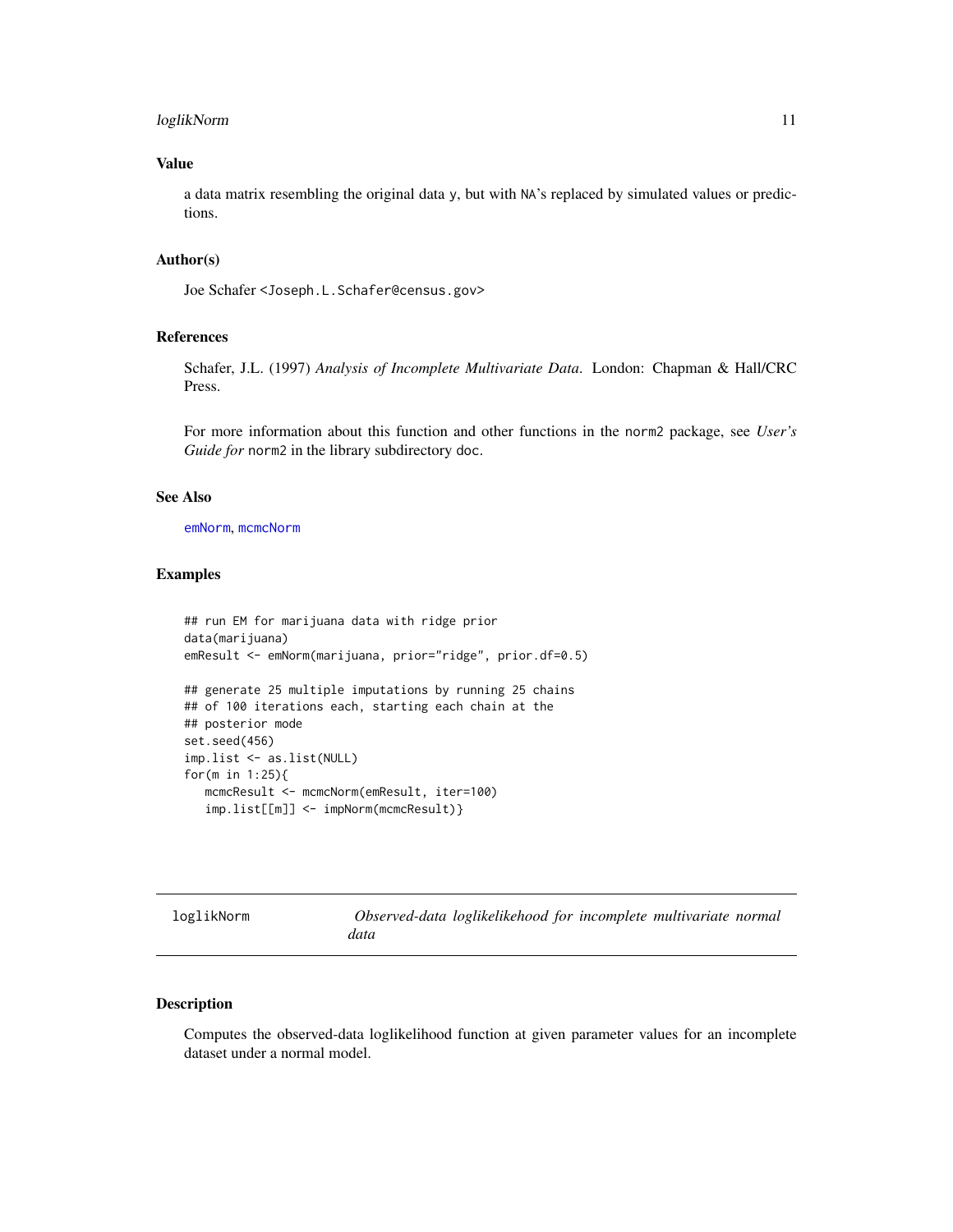## Value

a data matrix resembling the original data y, but with NA's replaced by simulated values or predictions.

## Author(s)

Joe Schafer <Joseph.L.Schafer@census.gov>

## References

Schafer, J.L. (1997) *Analysis of Incomplete Multivariate Data.* London: Chapman & Hall/CRC Press.

For more information about this function and other functions in the norm2 package, see *User's Guide for* norm2 in the library subdirectory doc.

## See Also

emNorm, mcmcNorm

## Examples

```
## run EM for marijuana data with ridge prior
data(marijuana)
emResult <- emNorm(marijuana, prior="ridge", prior.df=0.5)

## generate 25 multiple imputations by running 25 chains
## of 100 iterations each, starting each chain at the
## posterior mode
set.seed(456)
imp.list <- as.list(NULL)
for(m in 1:25){
   mcmcResult <- mcmcNorm(emResult, iter=100)
   imp.list[[m]] <- impNorm(mcmcResult)}
```

---

# loglikNorm — *Observed-data loglikelikehood for incomplete multivariate normal data*

---

## Description

Computes the observed-data loglikelihood function at given parameter values for an incomplete dataset under a normal model.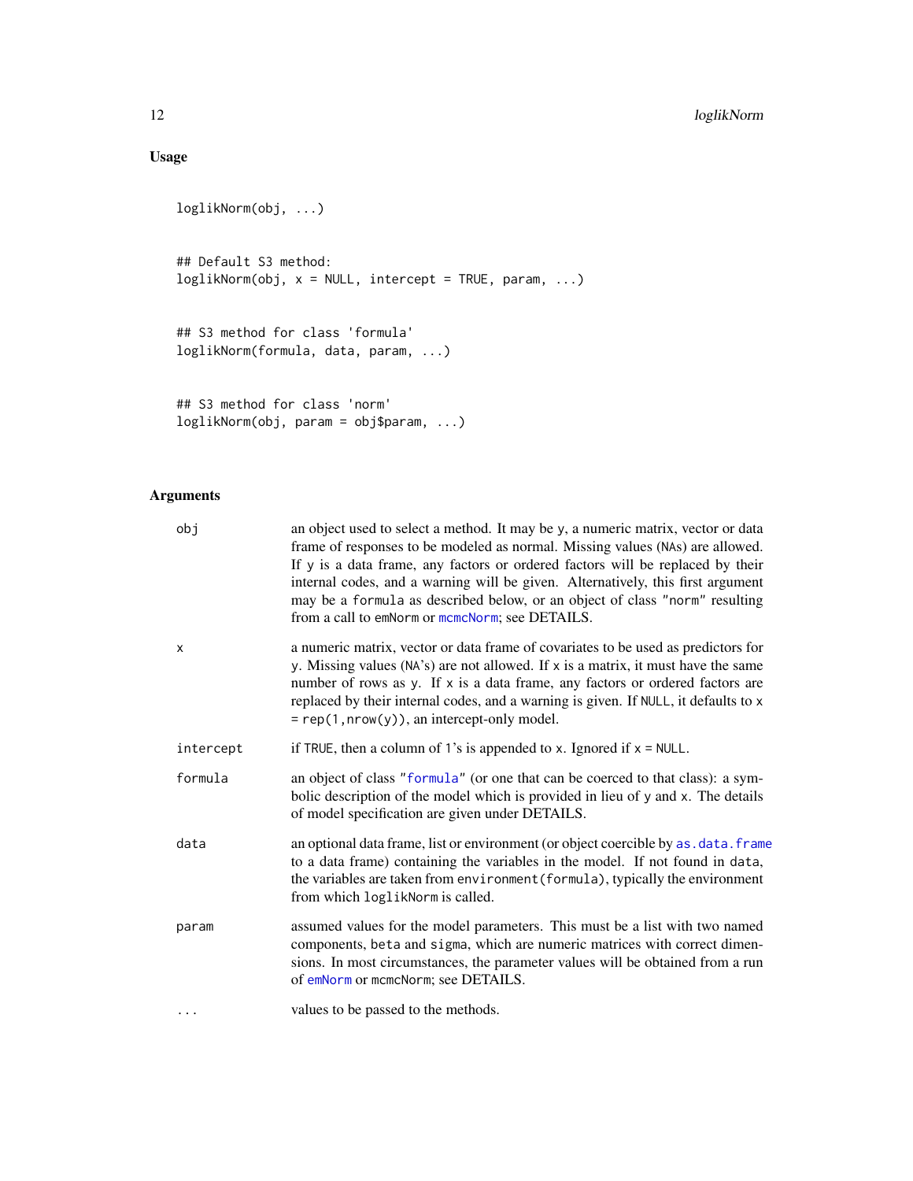## Usage

```
loglikNorm(obj, ...)


## Default S3 method:
loglikNorm(obj, x = NULL, intercept = TRUE, param, ...)


## S3 method for class 'formula'
loglikNorm(formula, data, param, ...)


## S3 method for class 'norm'
loglikNorm(obj, param = obj$param, ...)
```

## Arguments

| | |
|---|---|
| `obj` | an object used to select a method. It may be `y`, a numeric matrix, vector or data frame of responses to be modeled as normal. Missing values (`NA`s) are allowed. If `y` is a data frame, any factors or ordered factors will be replaced by their internal codes, and a warning will be given. Alternatively, this first argument may be a `formula` as described below, or an object of class `"norm"` resulting from a call to `emNorm` or `mcmcNorm`; see DETAILS. |
| `x` | a numeric matrix, vector or data frame of covariates to be used as predictors for `y`. Missing values (`NA`'s) are not allowed. If `x` is a matrix, it must have the same number of rows as `y`. If `x` is a data frame, any factors or ordered factors are replaced by their internal codes, and a warning is given. If `NULL`, it defaults to `x = rep(1,nrow(y))`, an intercept-only model. |
| `intercept` | if `TRUE`, then a column of `1`'s is appended to `x`. Ignored if `x = NULL`. |
| `formula` | an object of class `"formula"` (or one that can be coerced to that class): a symbolic description of the model which is provided in lieu of `y` and `x`. The details of model specification are given under DETAILS. |
| `data` | an optional data frame, list or environment (or object coercible by `as.data.frame` to a data frame) containing the variables in the model. If not found in `data`, the variables are taken from `environment(formula)`, typically the environment from which `loglikNorm` is called. |
| `param` | assumed values for the model parameters. This must be a list with two named components, `beta` and `sigma`, which are numeric matrices with correct dimensions. In most circumstances, the parameter values will be obtained from a run of `emNorm` or `mcmcNorm`; see DETAILS. |
| `...` | values to be passed to the methods. |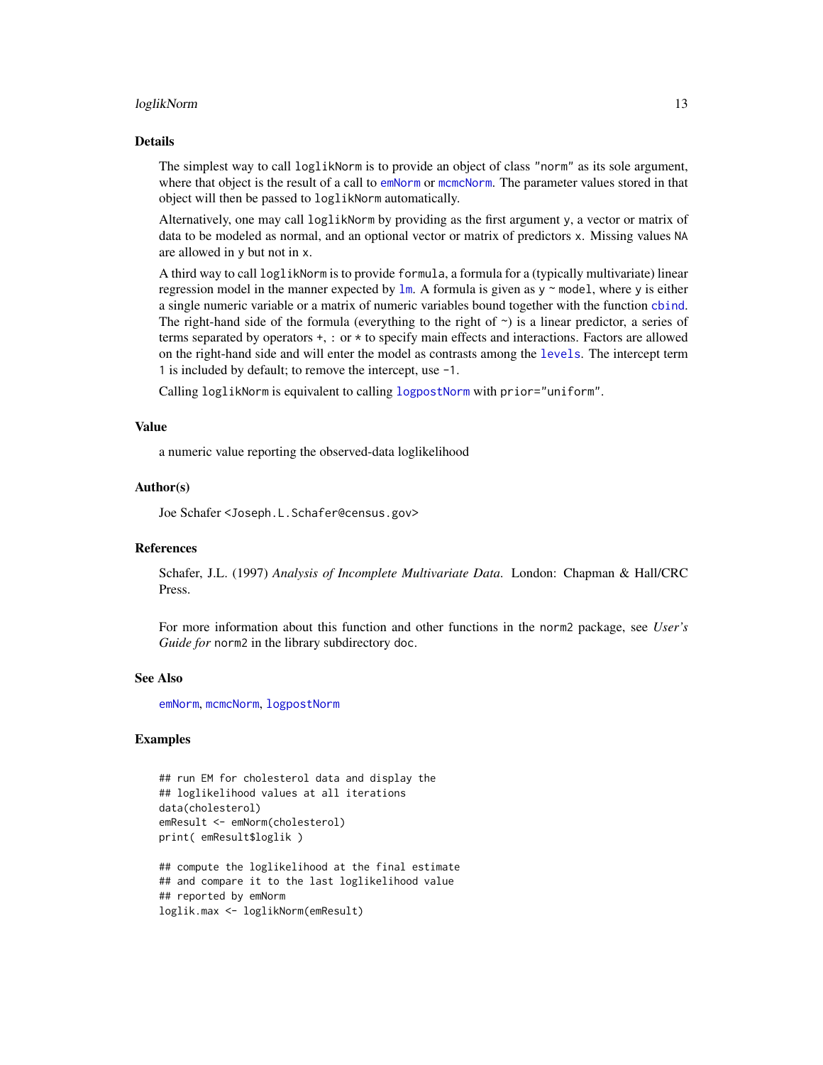## Details

The simplest way to call `loglikNorm` is to provide an object of class `"norm"` as its sole argument, where that object is the result of a call to `emNorm` or `mcmcNorm`. The parameter values stored in that object will then be passed to `loglikNorm` automatically.

Alternatively, one may call `loglikNorm` by providing as the first argument `y`, a vector or matrix of data to be modeled as normal, and an optional vector or matrix of predictors `x`. Missing values `NA` are allowed in `y` but not in `x`.

A third way to call `loglikNorm` is to provide `formula`, a formula for a (typically multivariate) linear regression model in the manner expected by `lm`. A formula is given as `y ~ model`, where `y` is either a single numeric variable or a matrix of numeric variables bound together with the function `cbind`. The right-hand side of the formula (everything to the right of `~`) is a linear predictor, a series of terms separated by operators `+`, `:` or `*` to specify main effects and interactions. Factors are allowed on the right-hand side and will enter the model as contrasts among the `levels`. The intercept term `1` is included by default; to remove the intercept, use `-1`.

Calling `loglikNorm` is equivalent to calling `logpostNorm` with `prior="uniform"`.

## Value

a numeric value reporting the observed-data loglikelihood

## Author(s)

Joe Schafer <Joseph.L.Schafer@census.gov>

## References

Schafer, J.L. (1997) *Analysis of Incomplete Multivariate Data*. London: Chapman & Hall/CRC Press.

For more information about this function and other functions in the `norm2` package, see *User's Guide for* `norm2` in the library subdirectory `doc`.

## See Also

`emNorm`, `mcmcNorm`, `logpostNorm`

## Examples

```
## run EM for cholesterol data and display the
## loglikelihood values at all iterations
data(cholesterol)
emResult <- emNorm(cholesterol)
print( emResult$loglik )

## compute the loglikelihood at the final estimate
## and compare it to the last loglikelihood value
## reported by emNorm
loglik.max <- loglikNorm(emResult)
```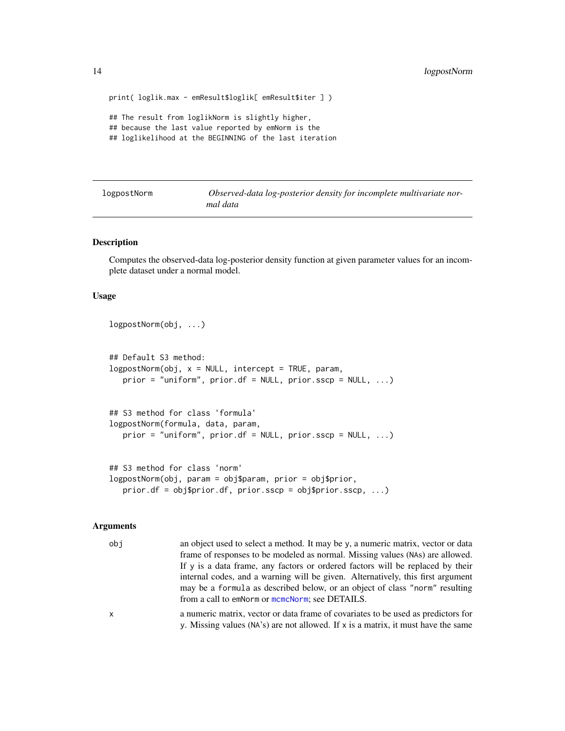```
print( loglik.max - emResult$loglik[ emResult$iter ] )

## The result from loglikNorm is slightly higher,
## because the last value reported by emNorm is the
## loglikelihood at the BEGINNING of the last iteration
```

---

## logpostNorm — *Observed-data log-posterior density for incomplete multivariate normal data*

---

### Description

Computes the observed-data log-posterior density function at given parameter values for an incomplete dataset under a normal model.

### Usage

```
logpostNorm(obj, ...)


## Default S3 method:
logpostNorm(obj, x = NULL, intercept = TRUE, param,
   prior = "uniform", prior.df = NULL, prior.sscp = NULL, ...)


## S3 method for class 'formula'
logpostNorm(formula, data, param,
   prior = "uniform", prior.df = NULL, prior.sscp = NULL, ...)


## S3 method for class 'norm'
logpostNorm(obj, param = obj$param, prior = obj$prior,
   prior.df = obj$prior.df, prior.sscp = obj$prior.sscp, ...)
```

### Arguments

| | |
|---|---|
| `obj` | an object used to select a method. It may be `y`, a numeric matrix, vector or data frame of responses to be modeled as normal. Missing values (`NA`s) are allowed. If `y` is a data frame, any factors or ordered factors will be replaced by their internal codes, and a warning will be given. Alternatively, this first argument may be a `formula` as described below, or an object of class `"norm"` resulting from a call to `emNorm` or `mcmcNorm`; see DETAILS. |
| `x` | a numeric matrix, vector or data frame of covariates to be used as predictors for `y`. Missing values (`NA`'s) are not allowed. If `x` is a matrix, it must have the same |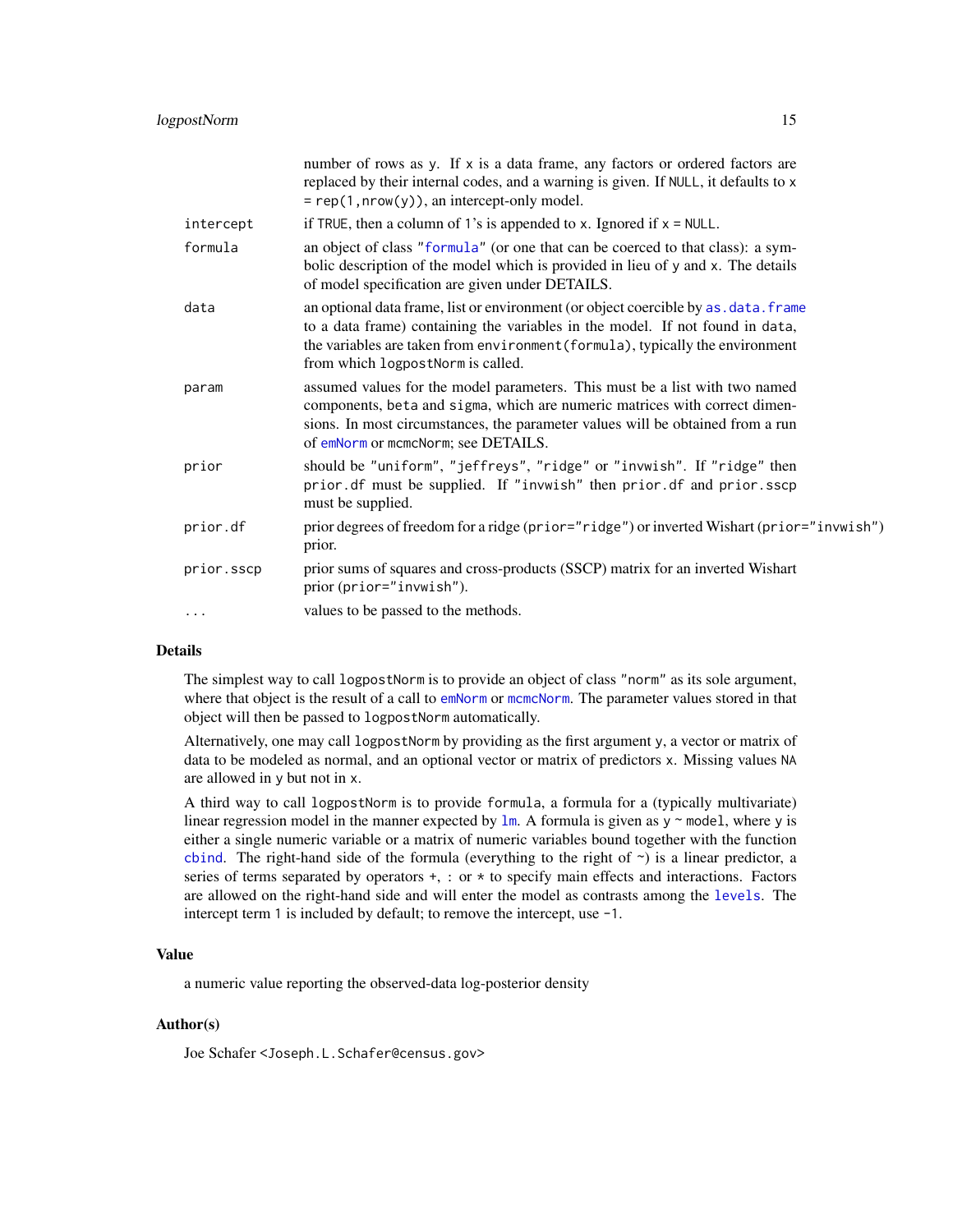| | |
|---|---|
| | number of rows as `y`. If `x` is a data frame, any factors or ordered factors are replaced by their internal codes, and a warning is given. If `NULL`, it defaults to `x = rep(1,nrow(y))`, an intercept-only model. |
| `intercept` | if `TRUE`, then a column of 1's is appended to `x`. Ignored if `x = NULL`. |
| `formula` | an object of class `"formula"` (or one that can be coerced to that class): a symbolic description of the model which is provided in lieu of `y` and `x`. The details of model specification are given under DETAILS. |
| `data` | an optional data frame, list or environment (or object coercible by `as.data.frame` to a data frame) containing the variables in the model. If not found in `data`, the variables are taken from `environment(formula)`, typically the environment from which `logpostNorm` is called. |
| `param` | assumed values for the model parameters. This must be a list with two named components, `beta` and `sigma`, which are numeric matrices with correct dimensions. In most circumstances, the parameter values will be obtained from a run of `emNorm` or `mcmcNorm`; see DETAILS. |
| `prior` | should be `"uniform"`, `"jeffreys"`, `"ridge"` or `"invwish"`. If `"ridge"` then `prior.df` must be supplied. If `"invwish"` then `prior.df` and `prior.sscp` must be supplied. |
| `prior.df` | prior degrees of freedom for a ridge (`prior="ridge"`) or inverted Wishart (`prior="invwish"`) prior. |
| `prior.sscp` | prior sums of squares and cross-products (SSCP) matrix for an inverted Wishart prior (`prior="invwish"`). |
| `...` | values to be passed to the methods. |

## Details

The simplest way to call `logpostNorm` is to provide an object of class `"norm"` as its sole argument, where that object is the result of a call to `emNorm` or `mcmcNorm`. The parameter values stored in that object will then be passed to `logpostNorm` automatically.

Alternatively, one may call `logpostNorm` by providing as the first argument `y`, a vector or matrix of data to be modeled as normal, and an optional vector or matrix of predictors `x`. Missing values `NA` are allowed in `y` but not in `x`.

A third way to call `logpostNorm` is to provide `formula`, a formula for a (typically multivariate) linear regression model in the manner expected by `lm`. A formula is given as `y ~ model`, where `y` is either a single numeric variable or a matrix of numeric variables bound together with the function `cbind`. The right-hand side of the formula (everything to the right of `~`) is a linear predictor, a series of terms separated by operators `+`, `:` or `*` to specify main effects and interactions. Factors are allowed on the right-hand side and will enter the model as contrasts among the `levels`. The intercept term `1` is included by default; to remove the intercept, use `-1`.

## Value

a numeric value reporting the observed-data log-posterior density

## Author(s)

Joe Schafer <Joseph.L.Schafer@census.gov>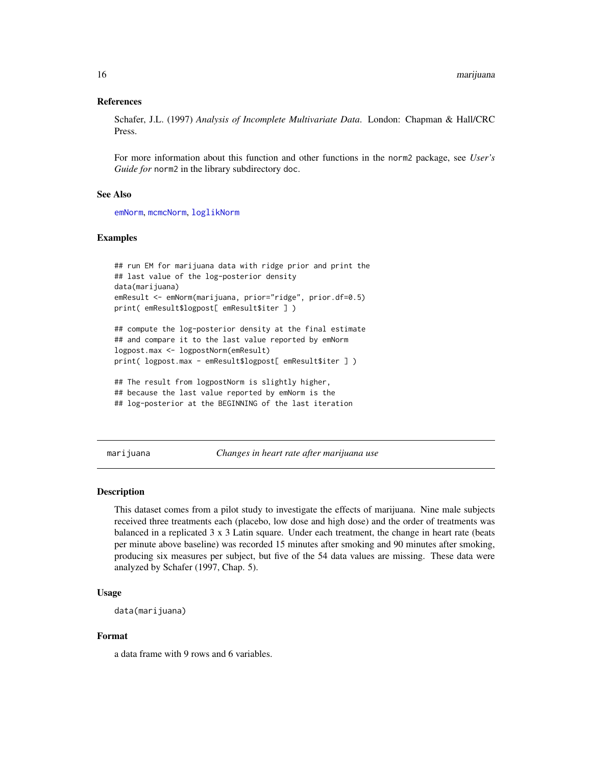### References

Schafer, J.L. (1997) *Analysis of Incomplete Multivariate Data*. London: Chapman & Hall/CRC Press.

For more information about this function and other functions in the norm2 package, see *User's Guide for* norm2 in the library subdirectory doc.

### See Also

emNorm, mcmcNorm, loglikNorm

### Examples

```
## run EM for marijuana data with ridge prior and print the
## last value of the log-posterior density
data(marijuana)
emResult <- emNorm(marijuana, prior="ridge", prior.df=0.5)
print( emResult$logpost[ emResult$iter ] )

## compute the log-posterior density at the final estimate
## and compare it to the last value reported by emNorm
logpost.max <- logpostNorm(emResult)
print( logpost.max - emResult$logpost[ emResult$iter ] )

## The result from logpostNorm is slightly higher,
## because the last value reported by emNorm is the
## log-posterior at the BEGINNING of the last iteration
```

---

## marijuana — *Changes in heart rate after marijuana use*

### Description

This dataset comes from a pilot study to investigate the effects of marijuana. Nine male subjects received three treatments each (placebo, low dose and high dose) and the order of treatments was balanced in a replicated 3 x 3 Latin square. Under each treatment, the change in heart rate (beats per minute above baseline) was recorded 15 minutes after smoking and 90 minutes after smoking, producing six measures per subject, but five of the 54 data values are missing. These data were analyzed by Schafer (1997, Chap. 5).

### Usage

```
data(marijuana)
```

### Format

a data frame with 9 rows and 6 variables.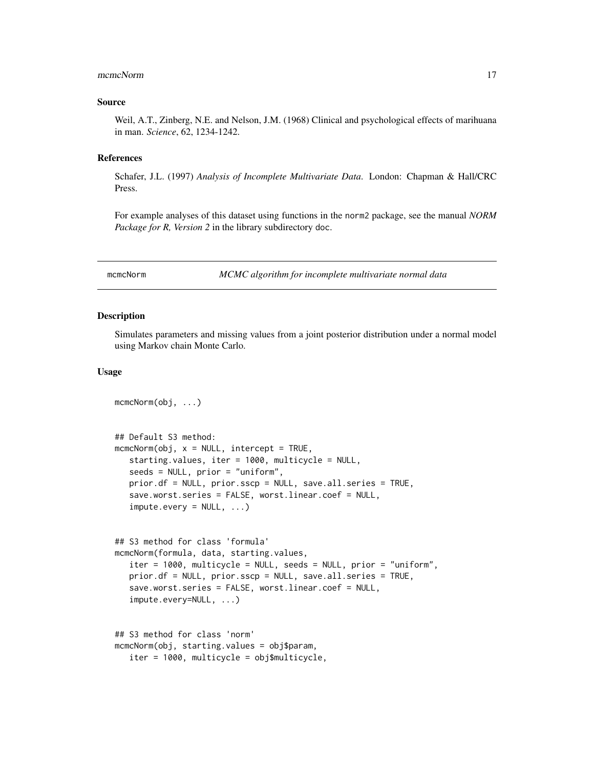## Source

Weil, A.T., Zinberg, N.E. and Nelson, J.M. (1968) Clinical and psychological effects of marihuana in man. *Science*, 62, 1234-1242.

## References

Schafer, J.L. (1997) *Analysis of Incomplete Multivariate Data.* London: Chapman & Hall/CRC Press.

For example analyses of this dataset using functions in the norm2 package, see the manual *NORM Package for R, Version 2* in the library subdirectory doc.

---

# mcmcNorm — *MCMC algorithm for incomplete multivariate normal data*

---

## Description

Simulates parameters and missing values from a joint posterior distribution under a normal model using Markov chain Monte Carlo.

## Usage

```
mcmcNorm(obj, ...)


## Default S3 method:
mcmcNorm(obj, x = NULL, intercept = TRUE,
   starting.values, iter = 1000, multicycle = NULL,
   seeds = NULL, prior = "uniform",
   prior.df = NULL, prior.sscp = NULL, save.all.series = TRUE,
   save.worst.series = FALSE, worst.linear.coef = NULL,
   impute.every = NULL, ...)


## S3 method for class 'formula'
mcmcNorm(formula, data, starting.values,
   iter = 1000, multicycle = NULL, seeds = NULL, prior = "uniform",
   prior.df = NULL, prior.sscp = NULL, save.all.series = TRUE,
   save.worst.series = FALSE, worst.linear.coef = NULL,
   impute.every=NULL, ...)


## S3 method for class 'norm'
mcmcNorm(obj, starting.values = obj$param,
   iter = 1000, multicycle = obj$multicycle,
```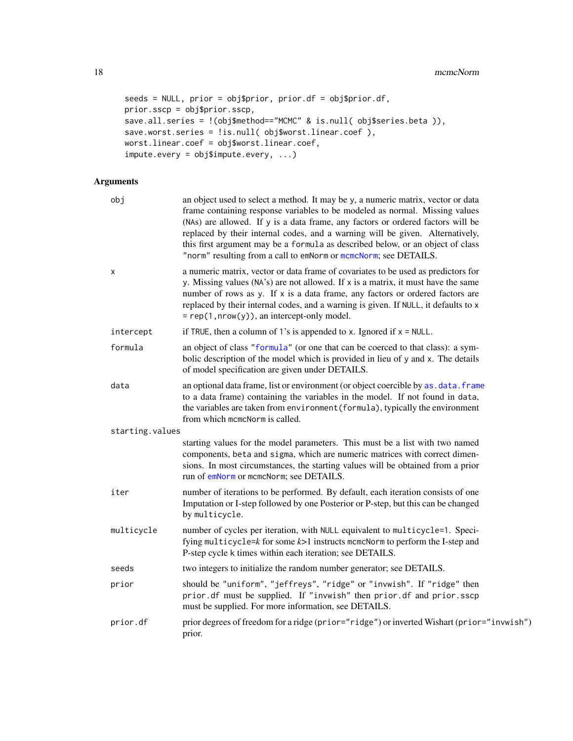```
seeds = NULL, prior = obj$prior, prior.df = obj$prior.df,
prior.sscp = obj$prior.sscp,
save.all.series = !(obj$method=="MCMC" & is.null( obj$series.beta )),
save.worst.series = !is.null( obj$worst.linear.coef ),
worst.linear.coef = obj$worst.linear.coef,
impute.every = obj$impute.every, ...)
```

## Arguments

| | |
|---|---|
| `obj` | an object used to select a method. It may be `y`, a numeric matrix, vector or data frame containing response variables to be modeled as normal. Missing values (`NA`s) are allowed. If `y` is a data frame, any factors or ordered factors will be replaced by their internal codes, and a warning will be given. Alternatively, this first argument may be a `formula` as described below, or an object of class `"norm"` resulting from a call to `emNorm` or `mcmcNorm`; see DETAILS. |
| `x` | a numeric matrix, vector or data frame of covariates to be used as predictors for `y`. Missing values (`NA`'s) are not allowed. If `x` is a matrix, it must have the same number of rows as `y`. If `x` is a data frame, any factors or ordered factors are replaced by their internal codes, and a warning is given. If `NULL`, it defaults to `x = rep(1,nrow(y))`, an intercept-only model. |
| `intercept` | if `TRUE`, then a column of 1's is appended to `x`. Ignored if `x = NULL`. |
| `formula` | an object of class `"formula"` (or one that can be coerced to that class): a symbolic description of the model which is provided in lieu of `y` and `x`. The details of model specification are given under DETAILS. |
| `data` | an optional data frame, list or environment (or object coercible by `as.data.frame` to a data frame) containing the variables in the model. If not found in `data`, the variables are taken from `environment(formula)`, typically the environment from which `mcmcNorm` is called. |
| `starting.values` | starting values for the model parameters. This must be a list with two named components, `beta` and `sigma`, which are numeric matrices with correct dimensions. In most circumstances, the starting values will be obtained from a prior run of `emNorm` or `mcmcNorm`; see DETAILS. |
| `iter` | number of iterations to be performed. By default, each iteration consists of one Imputation or I-step followed by one Posterior or P-step, but this can be changed by `multicycle`. |
| `multicycle` | number of cycles per iteration, with `NULL` equivalent to `multicycle=1`. Specifying `multicycle=`*k* for some *k*>1 instructs `mcmcNorm` to perform the I-step and P-step cycle `k` times within each iteration; see DETAILS. |
| `seeds` | two integers to initialize the random number generator; see DETAILS. |
| `prior` | should be `"uniform"`, `"jeffreys"`, `"ridge"` or `"invwish"`. If `"ridge"` then `prior.df` must be supplied. If `"invwish"` then `prior.df` and `prior.sscp` must be supplied. For more information, see DETAILS. |
| `prior.df` | prior degrees of freedom for a ridge (`prior="ridge"`) or inverted Wishart (`prior="invwish"`) prior. |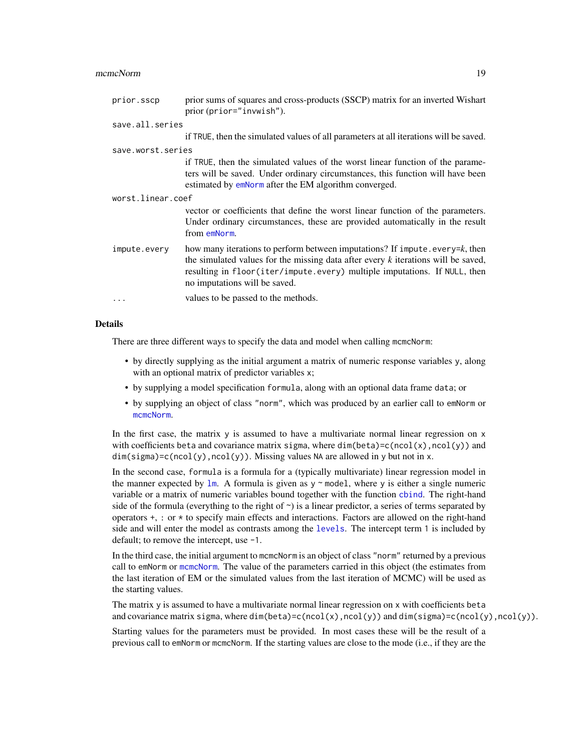`prior.sscp` prior sums of squares and cross-products (SSCP) matrix for an inverted Wishart prior (`prior="invwish"`).

`save.all.series` if `TRUE`, then the simulated values of all parameters at all iterations will be saved.

`save.worst.series` if `TRUE`, then the simulated values of the worst linear function of the parameters will be saved. Under ordinary circumstances, this function will have been estimated by `emNorm` after the EM algorithm converged.

`worst.linear.coef` vector or coefficients that define the worst linear function of the parameters. Under ordinary circumstances, these are provided automatically in the result from `emNorm`.

`impute.every` how many iterations to perform between imputations? If `impute.every=`*k*, then the simulated values for the missing data after every *k* iterations will be saved, resulting in `floor(iter/impute.every)` multiple imputations. If `NULL`, then no imputations will be saved.

`...` values to be passed to the methods.

## Details

There are three different ways to specify the data and model when calling `mcmcNorm`:

- by directly supplying as the initial argument a matrix of numeric response variables `y`, along with an optional matrix of predictor variables `x`;
- by supplying a model specification `formula`, along with an optional data frame `data`; or
- by supplying an object of class `"norm"`, which was produced by an earlier call to `emNorm` or `mcmcNorm`.

In the first case, the matrix `y` is assumed to have a multivariate normal linear regression on `x` with coefficients `beta` and covariance matrix `sigma`, where `dim(beta)=c(ncol(x),ncol(y))` and `dim(sigma)=c(ncol(y),ncol(y))`. Missing values `NA` are allowed in `y` but not in `x`.

In the second case, `formula` is a formula for a (typically multivariate) linear regression model in the manner expected by `lm`. A formula is given as `y ~ model`, where `y` is either a single numeric variable or a matrix of numeric variables bound together with the function `cbind`. The right-hand side of the formula (everything to the right of `~`) is a linear predictor, a series of terms separated by operators `+`, `:` or `*` to specify main effects and interactions. Factors are allowed on the right-hand side and will enter the model as contrasts among the `levels`. The intercept term `1` is included by default; to remove the intercept, use `-1`.

In the third case, the initial argument to `mcmcNorm` is an object of class `"norm"` returned by a previous call to `emNorm` or `mcmcNorm`. The value of the parameters carried in this object (the estimates from the last iteration of EM or the simulated values from the last iteration of MCMC) will be used as the starting values.

The matrix `y` is assumed to have a multivariate normal linear regression on `x` with coefficients `beta` and covariance matrix `sigma`, where `dim(beta)=c(ncol(x),ncol(y))` and `dim(sigma)=c(ncol(y),ncol(y))`.

Starting values for the parameters must be provided. In most cases these will be the result of a previous call to `emNorm` or `mcmcNorm`. If the starting values are close to the mode (i.e., if they are the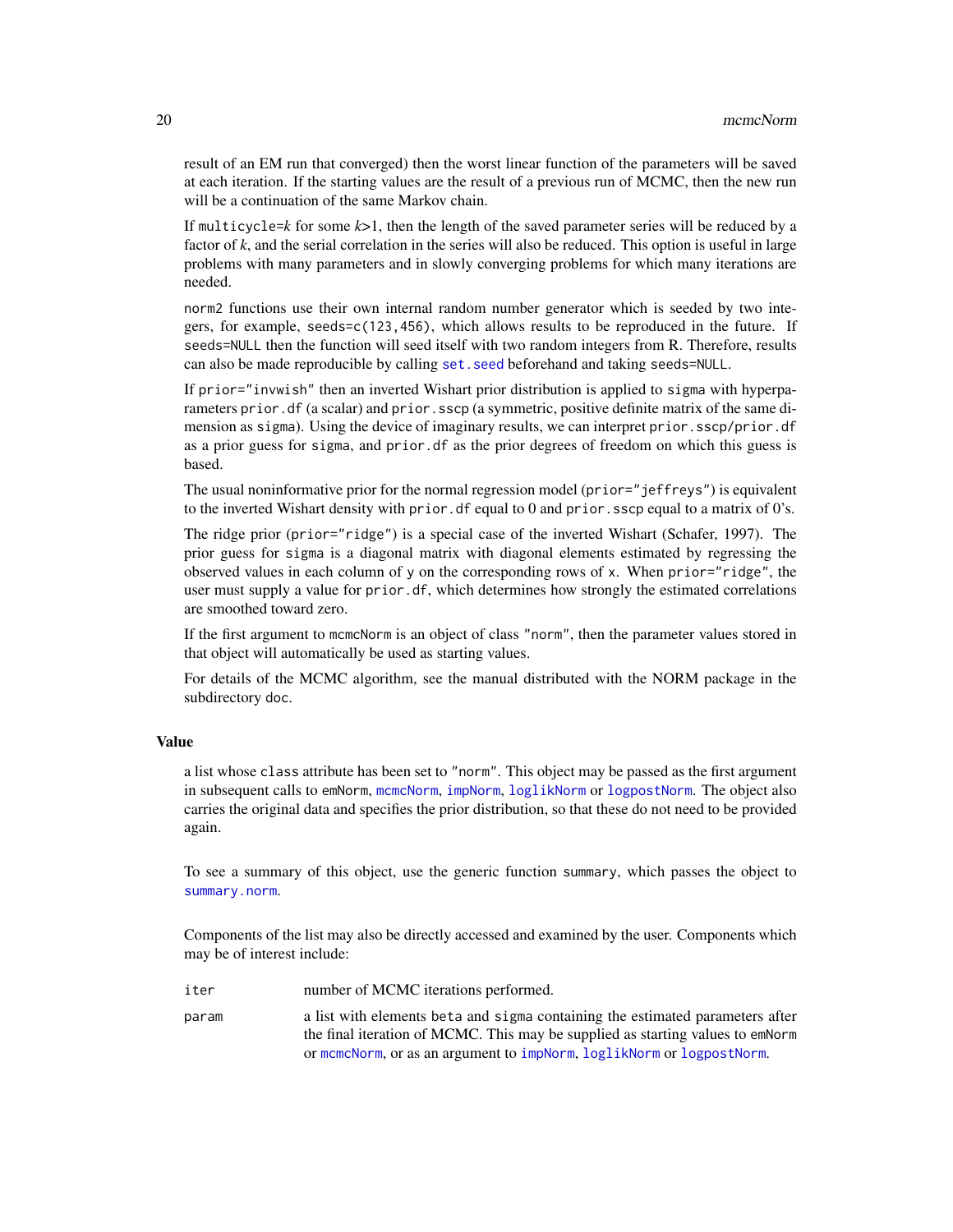result of an EM run that converged) then the worst linear function of the parameters will be saved at each iteration. If the starting values are the result of a previous run of MCMC, then the new run will be a continuation of the same Markov chain.

If `multicycle=`*k* for some *k*>1, then the length of the saved parameter series will be reduced by a factor of *k*, and the serial correlation in the series will also be reduced. This option is useful in large problems with many parameters and in slowly converging problems for which many iterations are needed.

`norm2` functions use their own internal random number generator which is seeded by two integers, for example, `seeds=c(123,456)`, which allows results to be reproduced in the future. If `seeds=NULL` then the function will seed itself with two random integers from R. Therefore, results can also be made reproducible by calling `set.seed` beforehand and taking `seeds=NULL`.

If `prior="invwish"` then an inverted Wishart prior distribution is applied to `sigma` with hyperparameters `prior.df` (a scalar) and `prior.sscp` (a symmetric, positive definite matrix of the same dimension as `sigma`). Using the device of imaginary results, we can interpret `prior.sscp/prior.df` as a prior guess for `sigma`, and `prior.df` as the prior degrees of freedom on which this guess is based.

The usual noninformative prior for the normal regression model (`prior="jeffreys"`) is equivalent to the inverted Wishart density with `prior.df` equal to 0 and `prior.sscp` equal to a matrix of 0's.

The ridge prior (`prior="ridge"`) is a special case of the inverted Wishart (Schafer, 1997). The prior guess for `sigma` is a diagonal matrix with diagonal elements estimated by regressing the observed values in each column of `y` on the corresponding rows of `x`. When `prior="ridge"`, the user must supply a value for `prior.df`, which determines how strongly the estimated correlations are smoothed toward zero.

If the first argument to `mcmcNorm` is an object of class `"norm"`, then the parameter values stored in that object will automatically be used as starting values.

For details of the MCMC algorithm, see the manual distributed with the NORM package in the subdirectory `doc`.

### Value

a list whose `class` attribute has been set to `"norm"`. This object may be passed as the first argument in subsequent calls to `emNorm`, `mcmcNorm`, `impNorm`, `loglikNorm` or `logpostNorm`. The object also carries the original data and specifies the prior distribution, so that these do not need to be provided again.

To see a summary of this object, use the generic function `summary`, which passes the object to `summary.norm`.

Components of the list may also be directly accessed and examined by the user. Components which may be of interest include:

`iter` number of MCMC iterations performed.

`param` a list with elements `beta` and `sigma` containing the estimated parameters after the final iteration of MCMC. This may be supplied as starting values to `emNorm` or `mcmcNorm`, or as an argument to `impNorm`, `loglikNorm` or `logpostNorm`.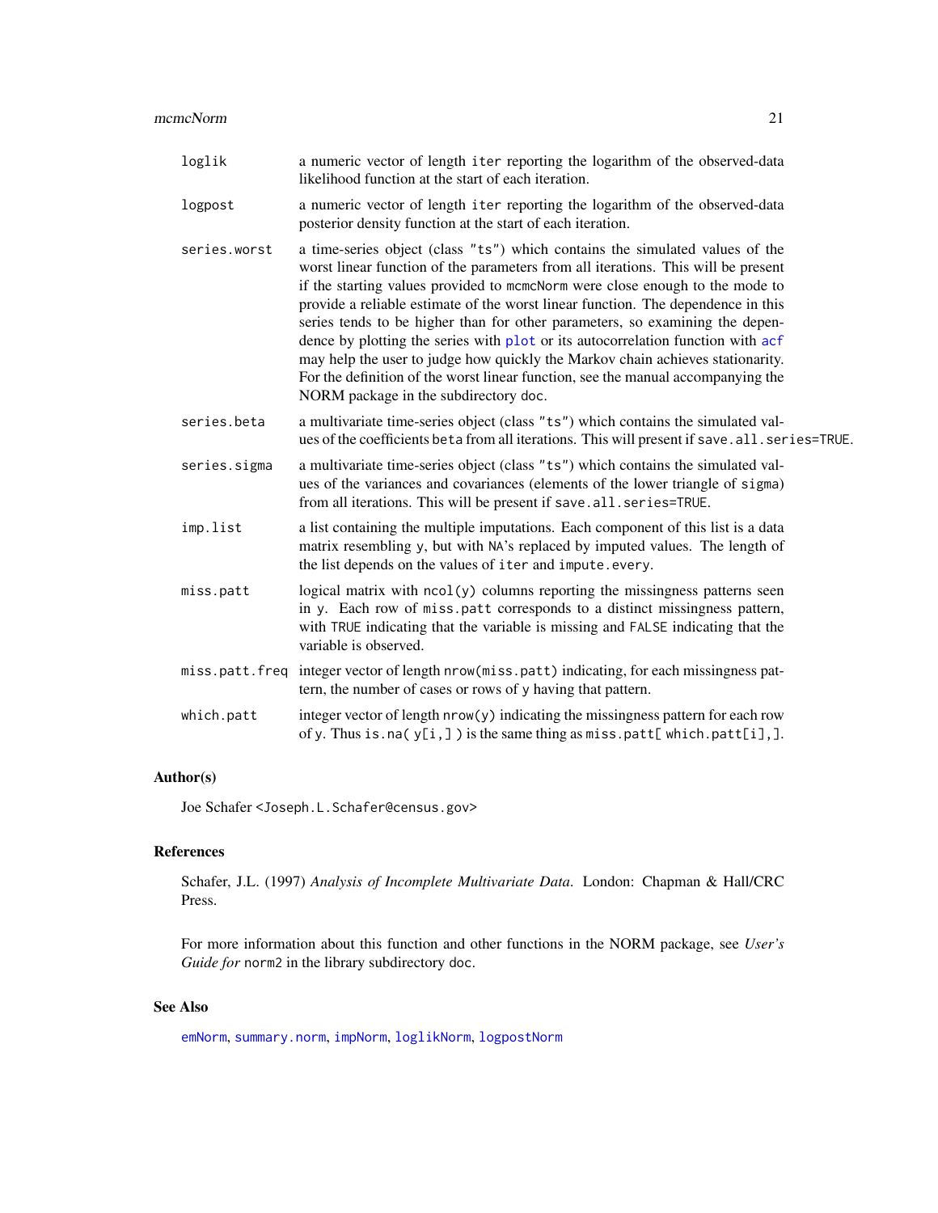| | |
|---|---|
| `loglik` | a numeric vector of length `iter` reporting the logarithm of the observed-data likelihood function at the start of each iteration. |
| `logpost` | a numeric vector of length `iter` reporting the logarithm of the observed-data posterior density function at the start of each iteration. |
| `series.worst` | a time-series object (class `"ts"`) which contains the simulated values of the worst linear function of the parameters from all iterations. This will be present if the starting values provided to `mcmcNorm` were close enough to the mode to provide a reliable estimate of the worst linear function. The dependence in this series tends to be higher than for other parameters, so examining the dependence by plotting the series with `plot` or its autocorrelation function with `acf` may help the user to judge how quickly the Markov chain achieves stationarity. For the definition of the worst linear function, see the manual accompanying the NORM package in the subdirectory `doc`. |
| `series.beta` | a multivariate time-series object (class `"ts"`) which contains the simulated values of the coefficients `beta` from all iterations. This will present if `save.all.series=TRUE`. |
| `series.sigma` | a multivariate time-series object (class `"ts"`) which contains the simulated values of the variances and covariances (elements of the lower triangle of `sigma`) from all iterations. This will be present if `save.all.series=TRUE`. |
| `imp.list` | a list containing the multiple imputations. Each component of this list is a data matrix resembling `y`, but with `NA`'s replaced by imputed values. The length of the list depends on the values of `iter` and `impute.every`. |
| `miss.patt` | logical matrix with `ncol(y)` columns reporting the missingness patterns seen in `y`. Each row of `miss.patt` corresponds to a distinct missingness pattern, with `TRUE` indicating that the variable is missing and `FALSE` indicating that the variable is observed. |
| `miss.patt.freq` | integer vector of length `nrow(miss.patt)` indicating, for each missingness pattern, the number of cases or rows of `y` having that pattern. |
| `which.patt` | integer vector of length `nrow(y)` indicating the missingness pattern for each row of `y`. Thus `is.na( y[i,] )` is the same thing as `miss.patt[ which.patt[i],]`. |

## Author(s)

Joe Schafer <Joseph.L.Schafer@census.gov>

## References

Schafer, J.L. (1997) *Analysis of Incomplete Multivariate Data*. London: Chapman & Hall/CRC Press.

For more information about this function and other functions in the NORM package, see *User's Guide for* `norm2` in the library subdirectory `doc`.

## See Also

`emNorm`, `summary.norm`, `impNorm`, `loglikNorm`, `logpostNorm`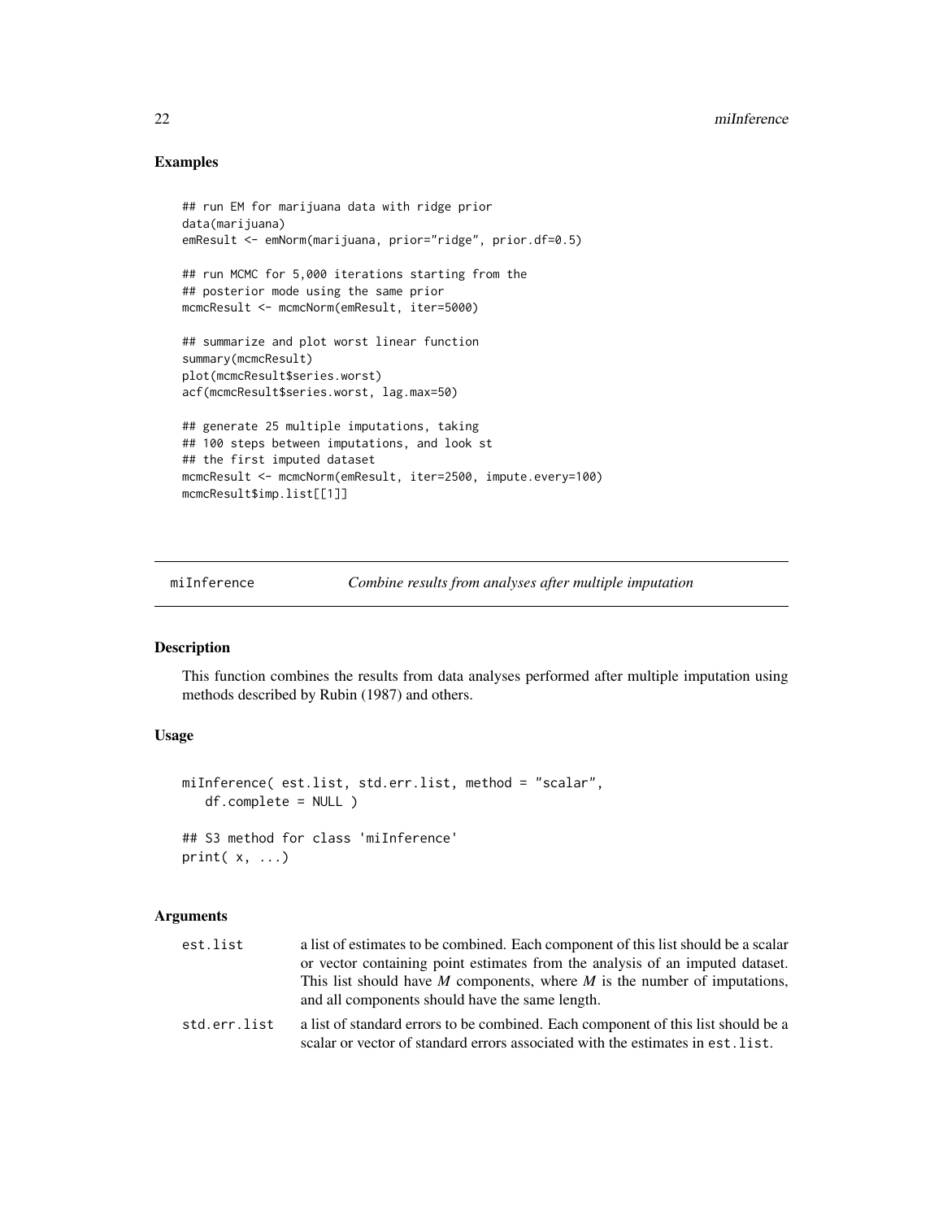## Examples

```
## run EM for marijuana data with ridge prior
data(marijuana)
emResult <- emNorm(marijuana, prior="ridge", prior.df=0.5)

## run MCMC for 5,000 iterations starting from the
## posterior mode using the same prior
mcmcResult <- mcmcNorm(emResult, iter=5000)

## summarize and plot worst linear function
summary(mcmcResult)
plot(mcmcResult$series.worst)
acf(mcmcResult$series.worst, lag.max=50)

## generate 25 multiple imputations, taking
## 100 steps between imputations, and look st
## the first imputed dataset
mcmcResult <- mcmcNorm(emResult, iter=2500, impute.every=100)
mcmcResult$imp.list[[1]]
```

---

# miInference — *Combine results from analyses after multiple imputation*

## Description

This function combines the results from data analyses performed after multiple imputation using methods described by Rubin (1987) and others.

## Usage

```
miInference( est.list, std.err.list, method = "scalar",
   df.complete = NULL )

## S3 method for class 'miInference'
print( x, ...)
```

## Arguments

| | |
|---|---|
| `est.list` | a list of estimates to be combined. Each component of this list should be a scalar or vector containing point estimates from the analysis of an imputed dataset. This list should have *M* components, where *M* is the number of imputations, and all components should have the same length. |
| `std.err.list` | a list of standard errors to be combined. Each component of this list should be a scalar or vector of standard errors associated with the estimates in `est.list`. |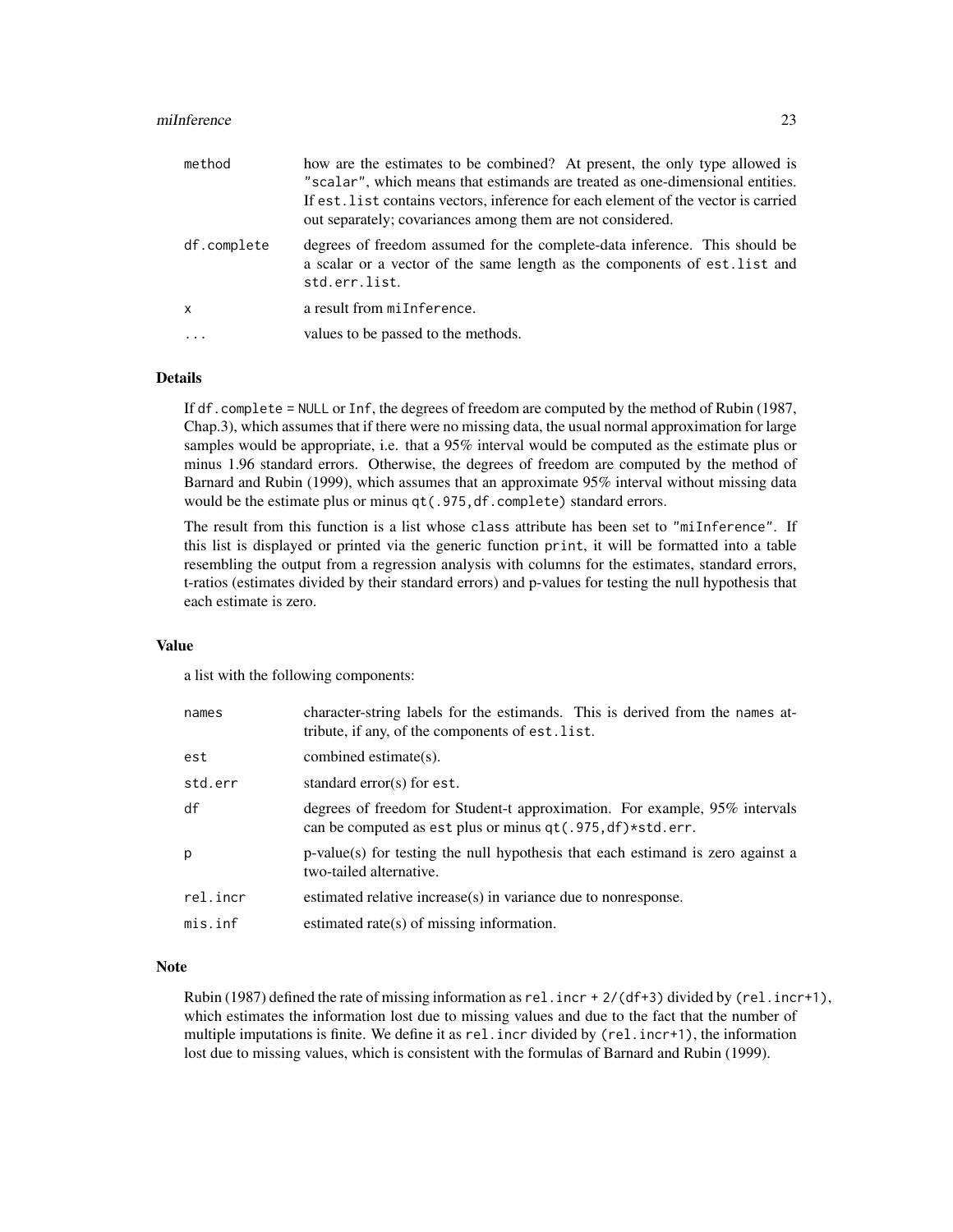| | |
|---|---|
| `method` | how are the estimates to be combined? At present, the only type allowed is `"scalar"`, which means that estimands are treated as one-dimensional entities. If `est.list` contains vectors, inference for each element of the vector is carried out separately; covariances among them are not considered. |
| `df.complete` | degrees of freedom assumed for the complete-data inference. This should be a scalar or a vector of the same length as the components of `est.list` and `std.err.list`. |
| `x` | a result from `miInference`. |
| `...` | values to be passed to the methods. |

## Details

If `df.complete = NULL` or `Inf`, the degrees of freedom are computed by the method of Rubin (1987, Chap.3), which assumes that if there were no missing data, the usual normal approximation for large samples would be appropriate, i.e. that a 95% interval would be computed as the estimate plus or minus 1.96 standard errors. Otherwise, the degrees of freedom are computed by the method of Barnard and Rubin (1999), which assumes that an approximate 95% interval without missing data would be the estimate plus or minus `qt(.975,df.complete)` standard errors.

The result from this function is a list whose `class` attribute has been set to `"miInference"`. If this list is displayed or printed via the generic function `print`, it will be formatted into a table resembling the output from a regression analysis with columns for the estimates, standard errors, t-ratios (estimates divided by their standard errors) and p-values for testing the null hypothesis that each estimate is zero.

## Value

a list with the following components:

| | |
|---|---|
| `names` | character-string labels for the estimands. This is derived from the `names` attribute, if any, of the components of `est.list`. |
| `est` | combined estimate(s). |
| `std.err` | standard error(s) for `est`. |
| `df` | degrees of freedom for Student-t approximation. For example, 95% intervals can be computed as `est` plus or minus `qt(.975,df)*std.err`. |
| `p` | p-value(s) for testing the null hypothesis that each estimand is zero against a two-tailed alternative. |
| `rel.incr` | estimated relative increase(s) in variance due to nonresponse. |
| `mis.inf` | estimated rate(s) of missing information. |

## Note

Rubin (1987) defined the rate of missing information as `rel.incr + 2/(df+3)` divided by `(rel.incr+1)`, which estimates the information lost due to missing values and due to the fact that the number of multiple imputations is finite. We define it as `rel.incr` divided by `(rel.incr+1)`, the information lost due to missing values, which is consistent with the formulas of Barnard and Rubin (1999).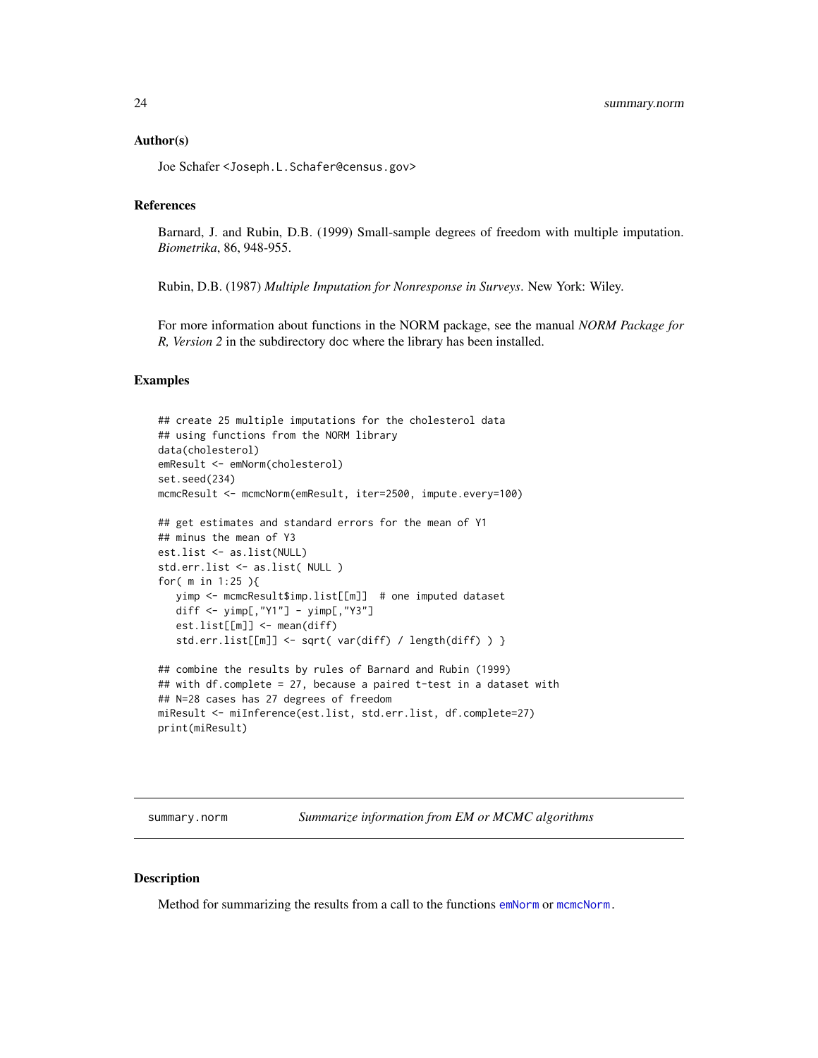### Author(s)

Joe Schafer <Joseph.L.Schafer@census.gov>

### References

Barnard, J. and Rubin, D.B. (1999) Small-sample degrees of freedom with multiple imputation. *Biometrika*, 86, 948-955.

Rubin, D.B. (1987) *Multiple Imputation for Nonresponse in Surveys*. New York: Wiley.

For more information about functions in the NORM package, see the manual *NORM Package for R, Version 2* in the subdirectory doc where the library has been installed.

### Examples

```
## create 25 multiple imputations for the cholesterol data
## using functions from the NORM library
data(cholesterol)
emResult <- emNorm(cholesterol)
set.seed(234)
mcmcResult <- mcmcNorm(emResult, iter=2500, impute.every=100)

## get estimates and standard errors for the mean of Y1
## minus the mean of Y3
est.list <- as.list(NULL)
std.err.list <- as.list( NULL )
for( m in 1:25 ){
   yimp <- mcmcResult$imp.list[[m]]  # one imputed dataset
   diff <- yimp[,"Y1"] - yimp[,"Y3"]
   est.list[[m]] <- mean(diff)
   std.err.list[[m]] <- sqrt( var(diff) / length(diff) ) }

## combine the results by rules of Barnard and Rubin (1999)
## with df.complete = 27, because a paired t-test in a dataset with
## N=28 cases has 27 degrees of freedom
miResult <- miInference(est.list, std.err.list, df.complete=27)
print(miResult)
```

---

## summary.norm — *Summarize information from EM or MCMC algorithms*

### Description

Method for summarizing the results from a call to the functions emNorm or mcmcNorm.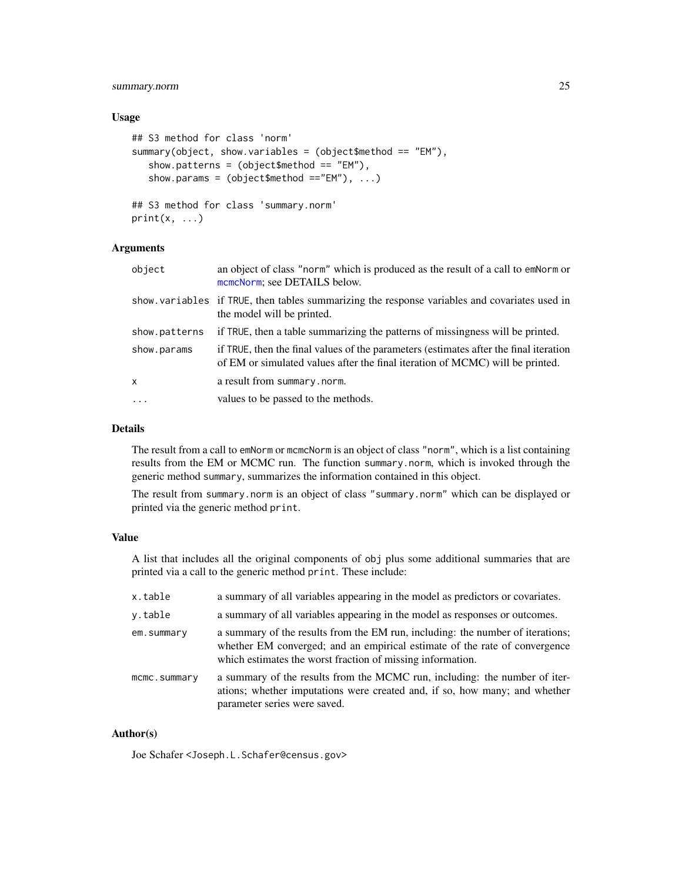### Usage

```
## S3 method for class 'norm'
summary(object, show.variables = (object$method == "EM"),
   show.patterns = (object$method == "EM"),
   show.params = (object$method =="EM"), ...)

## S3 method for class 'summary.norm'
print(x, ...)
```

### Arguments

| | |
|---|---|
| `object` | an object of class "norm" which is produced as the result of a call to `emNorm` or `mcmcNorm`; see DETAILS below. |
| `show.variables` | if `TRUE`, then tables summarizing the response variables and covariates used in the model will be printed. |
| `show.patterns` | if `TRUE`, then a table summarizing the patterns of missingness will be printed. |
| `show.params` | if `TRUE`, then the final values of the parameters (estimates after the final iteration of EM or simulated values after the final iteration of MCMC) will be printed. |
| `x` | a result from `summary.norm`. |
| `...` | values to be passed to the methods. |

### Details

The result from a call to `emNorm` or `mcmcNorm` is an object of class "norm", which is a list containing results from the EM or MCMC run. The function `summary.norm`, which is invoked through the generic method `summary`, summarizes the information contained in this object.

The result from `summary.norm` is an object of class "summary.norm" which can be displayed or printed via the generic method `print`.

### Value

A list that includes all the original components of `obj` plus some additional summaries that are printed via a call to the generic method `print`. These include:

| | |
|---|---|
| `x.table` | a summary of all variables appearing in the model as predictors or covariates. |
| `y.table` | a summary of all variables appearing in the model as responses or outcomes. |
| `em.summary` | a summary of the results from the EM run, including: the number of iterations; whether EM converged; and an empirical estimate of the rate of convergence which estimates the worst fraction of missing information. |
| `mcmc.summary` | a summary of the results from the MCMC run, including: the number of iterations; whether imputations were created and, if so, how many; and whether parameter series were saved. |

### Author(s)

Joe Schafer <`Joseph.L.Schafer@census.gov`>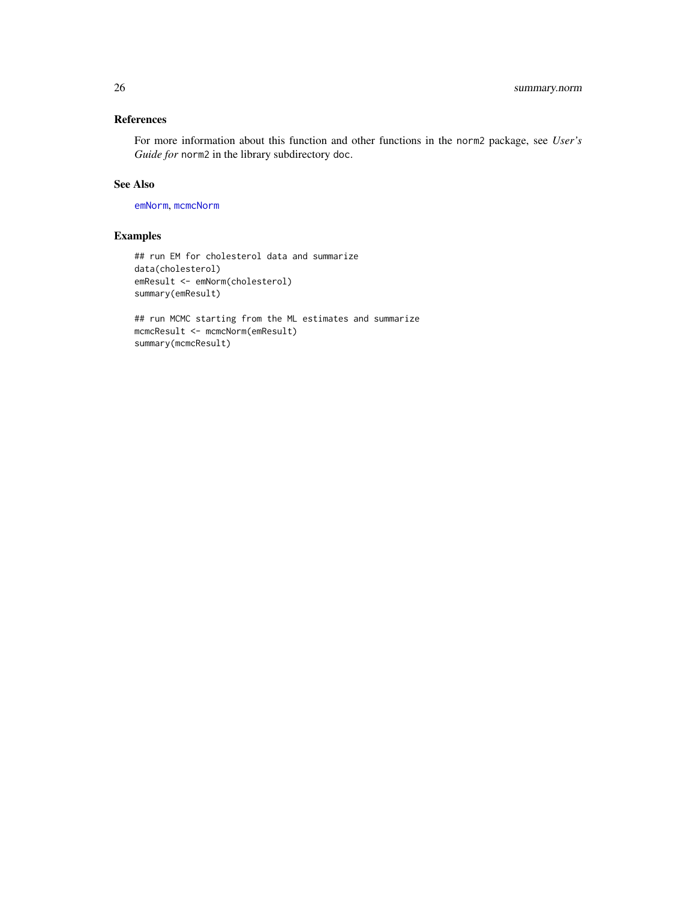## References

For more information about this function and other functions in the `norm2` package, see *User's Guide for* `norm2` in the library subdirectory `doc`.

## See Also

`emNorm`, `mcmcNorm`

## Examples

```
## run EM for cholesterol data and summarize
data(cholesterol)
emResult <- emNorm(cholesterol)
summary(emResult)

## run MCMC starting from the ML estimates and summarize
mcmcResult <- mcmcNorm(emResult)
summary(mcmcResult)
```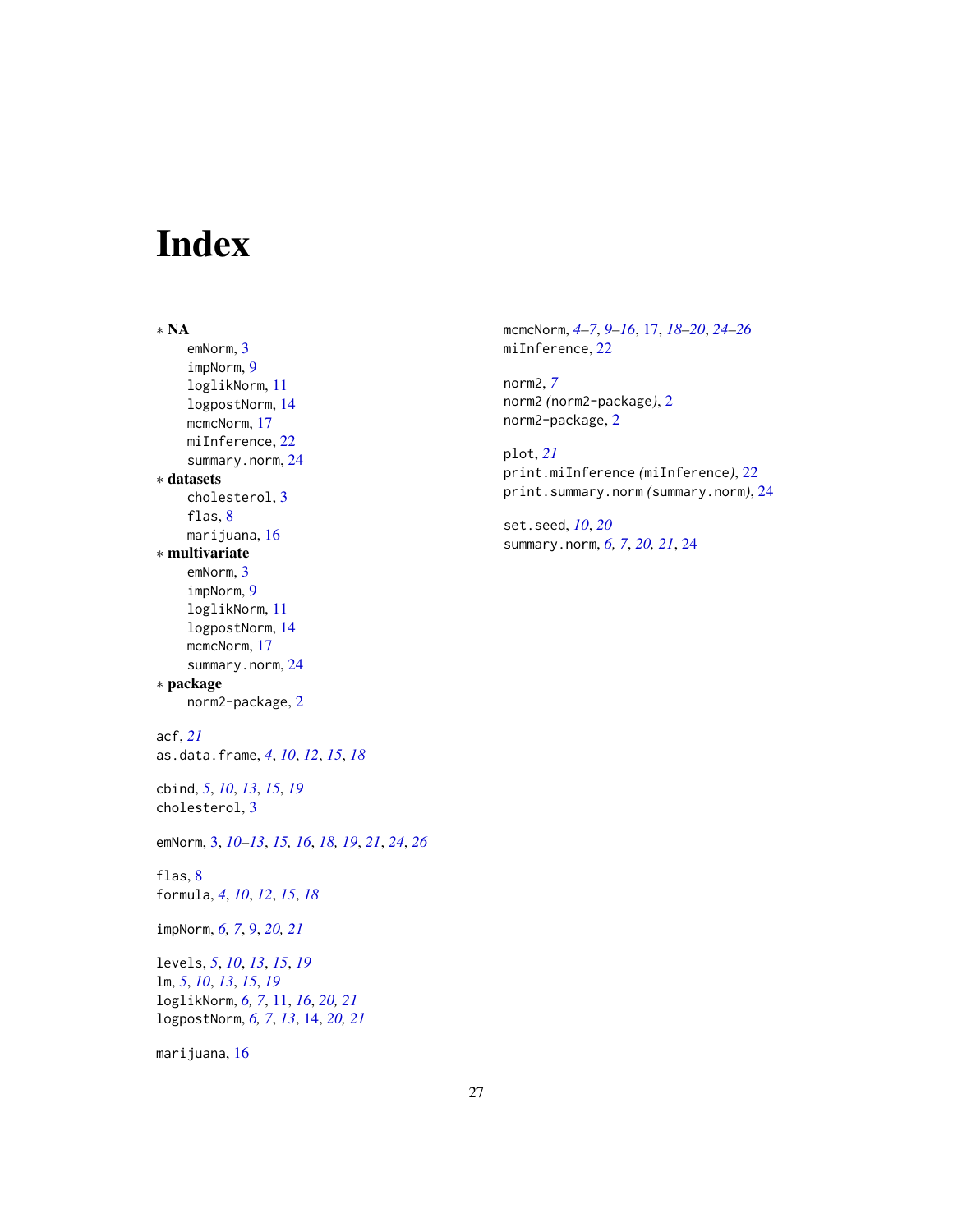# Index

\* **NA**
- emNorm, 3
- impNorm, 9
- loglikNorm, 11
- logpostNorm, 14
- mcmcNorm, 17
- miInference, 22
- summary.norm, 24

\* **datasets**
- cholesterol, 3
- flas, 8
- marijuana, 16

\* **multivariate**
- emNorm, 3
- impNorm, 9
- loglikNorm, 11
- logpostNorm, 14
- mcmcNorm, 17
- summary.norm, 24

\* **package**
- norm2-package, 2

acf, *21*
as.data.frame, *4*, *10*, *12*, *15*, *18*

cbind, *5*, *10*, *13*, *15*, *19*
cholesterol, 3

emNorm, 3, *10–13*, *15, 16*, *18, 19*, *21*, *24*, *26*

flas, 8
formula, *4*, *10*, *12*, *15*, *18*

impNorm, *6, 7*, 9, *20, 21*

levels, *5*, *10*, *13*, *15*, *19*
lm, *5*, *10*, *13*, *15*, *19*
loglikNorm, *6, 7*, 11, *16*, *20, 21*
logpostNorm, *6, 7*, *13*, 14, *20, 21*

marijuana, 16
mcmcNorm, *4–7*, *9–16*, 17, *18–20*, *24–26*
miInference, 22

norm2, *7*
norm2 *(*norm2-package*)*, 2
norm2-package, 2

plot, *21*
print.miInference *(*miInference*)*, 22
print.summary.norm *(*summary.norm*)*, 24

set.seed, *10*, *20*
summary.norm, *6, 7*, *20, 21*, 24